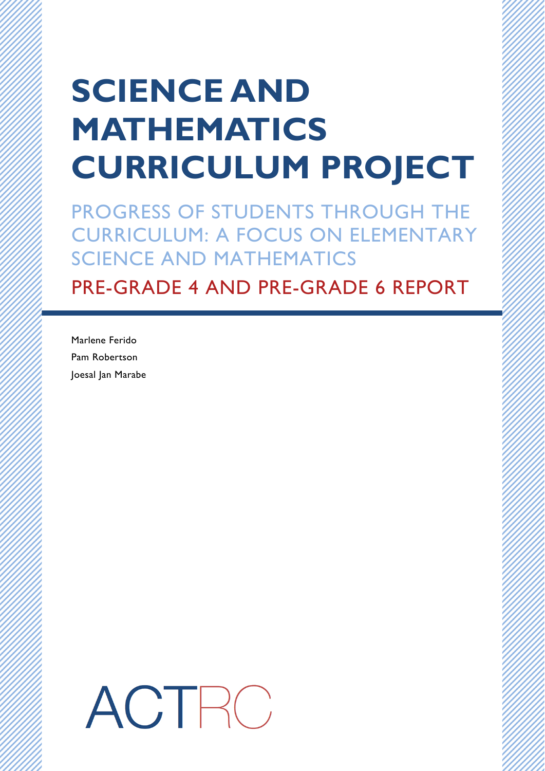# SCIENCE AND MATHEMATICS CURRICULUM PROJECT

## PROGRESS OF STUDENTS THROUGH THE CURRICULUM: A FOCUS ON ELEMENTARY SCIENCE AND MATHEMATICS

## PRE-GRADE 4 AND PRE-GRADE 6 REPORT

Marlene Ferido

Pam Robertson

Joesal Jan Marabe

ACTRC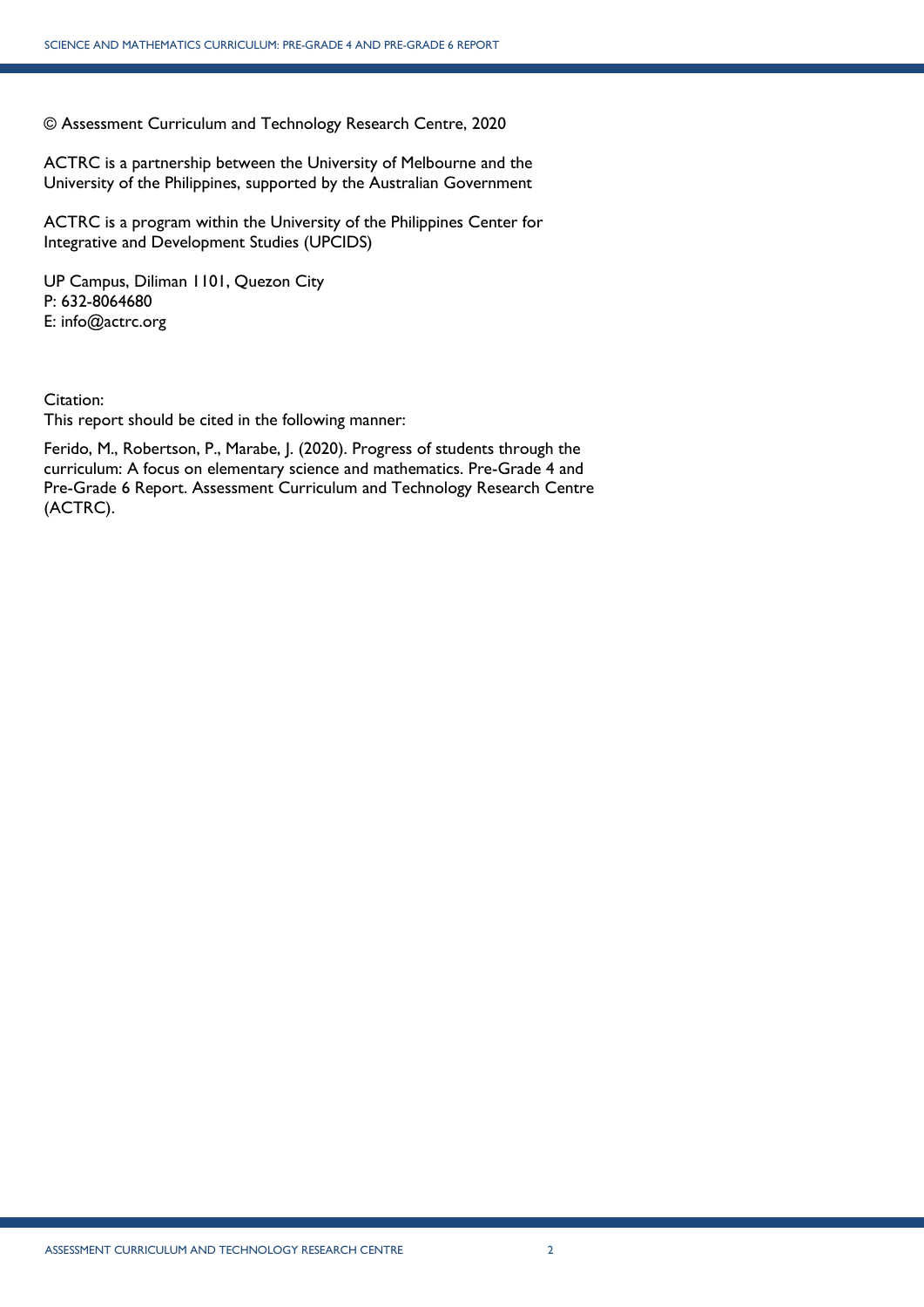© Assessment Curriculum and Technology Research Centre, 2020

ACTRC is a partnership between the University of Melbourne and the University of the Philippines, supported by the Australian Government

ACTRC is a program within the University of the Philippines Center for Integrative and Development Studies (UPCIDS)

UP Campus, Diliman 1101, Quezon City
P: 632-8064680
E: info@actrc.org

Citation:
This report should be cited in the following manner:

Ferido, M., Robertson, P., Marabe, J. (2020). Progress of students through the curriculum: A focus on elementary science and mathematics. Pre-Grade 4 and Pre-Grade 6 Report. Assessment Curriculum and Technology Research Centre (ACTRC).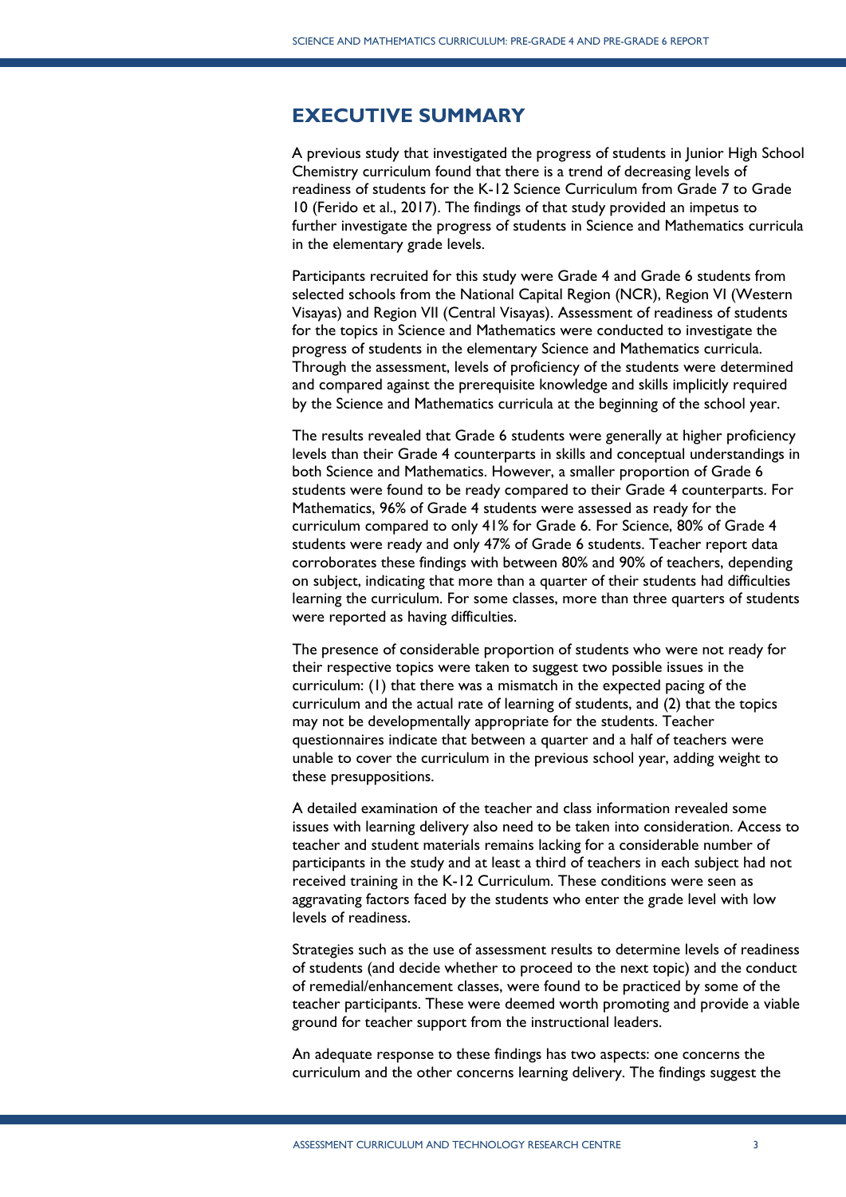# EXECUTIVE SUMMARY

A previous study that investigated the progress of students in Junior High School Chemistry curriculum found that there is a trend of decreasing levels of readiness of students for the K-12 Science Curriculum from Grade 7 to Grade 10 (Ferido et al., 2017). The findings of that study provided an impetus to further investigate the progress of students in Science and Mathematics curricula in the elementary grade levels.

Participants recruited for this study were Grade 4 and Grade 6 students from selected schools from the National Capital Region (NCR), Region VI (Western Visayas) and Region VII (Central Visayas). Assessment of readiness of students for the topics in Science and Mathematics were conducted to investigate the progress of students in the elementary Science and Mathematics curricula. Through the assessment, levels of proficiency of the students were determined and compared against the prerequisite knowledge and skills implicitly required by the Science and Mathematics curricula at the beginning of the school year.

The results revealed that Grade 6 students were generally at higher proficiency levels than their Grade 4 counterparts in skills and conceptual understandings in both Science and Mathematics. However, a smaller proportion of Grade 6 students were found to be ready compared to their Grade 4 counterparts. For Mathematics, 96% of Grade 4 students were assessed as ready for the curriculum compared to only 41% for Grade 6. For Science, 80% of Grade 4 students were ready and only 47% of Grade 6 students. Teacher report data corroborates these findings with between 80% and 90% of teachers, depending on subject, indicating that more than a quarter of their students had difficulties learning the curriculum. For some classes, more than three quarters of students were reported as having difficulties.

The presence of considerable proportion of students who were not ready for their respective topics were taken to suggest two possible issues in the curriculum: (1) that there was a mismatch in the expected pacing of the curriculum and the actual rate of learning of students, and (2) that the topics may not be developmentally appropriate for the students. Teacher questionnaires indicate that between a quarter and a half of teachers were unable to cover the curriculum in the previous school year, adding weight to these presuppositions.

A detailed examination of the teacher and class information revealed some issues with learning delivery also need to be taken into consideration. Access to teacher and student materials remains lacking for a considerable number of participants in the study and at least a third of teachers in each subject had not received training in the K-12 Curriculum. These conditions were seen as aggravating factors faced by the students who enter the grade level with low levels of readiness.

Strategies such as the use of assessment results to determine levels of readiness of students (and decide whether to proceed to the next topic) and the conduct of remedial/enhancement classes, were found to be practiced by some of the teacher participants. These were deemed worth promoting and provide a viable ground for teacher support from the instructional leaders.

An adequate response to these findings has two aspects: one concerns the curriculum and the other concerns learning delivery. The findings suggest the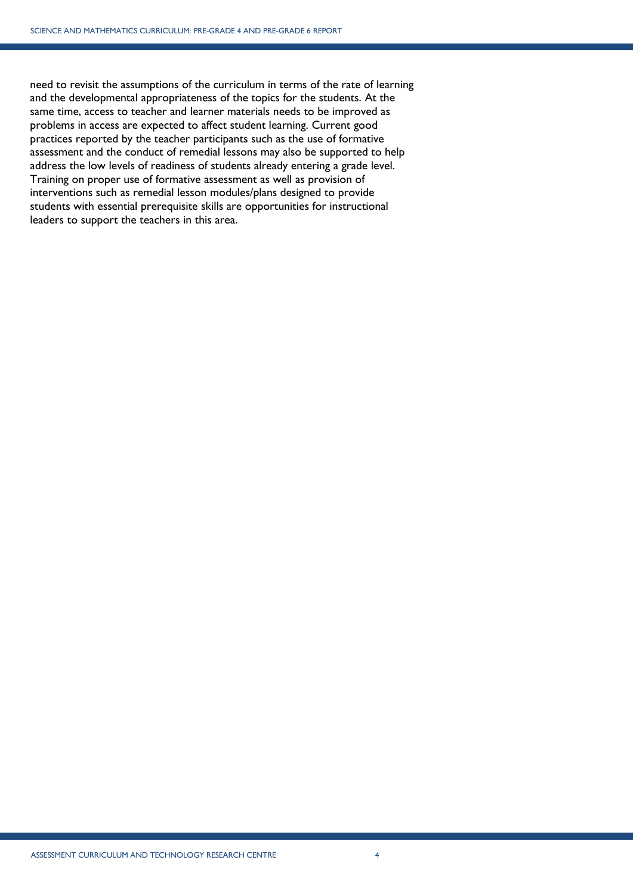need to revisit the assumptions of the curriculum in terms of the rate of learning and the developmental appropriateness of the topics for the students. At the same time, access to teacher and learner materials needs to be improved as problems in access are expected to affect student learning. Current good practices reported by the teacher participants such as the use of formative assessment and the conduct of remedial lessons may also be supported to help address the low levels of readiness of students already entering a grade level. Training on proper use of formative assessment as well as provision of interventions such as remedial lesson modules/plans designed to provide students with essential prerequisite skills are opportunities for instructional leaders to support the teachers in this area.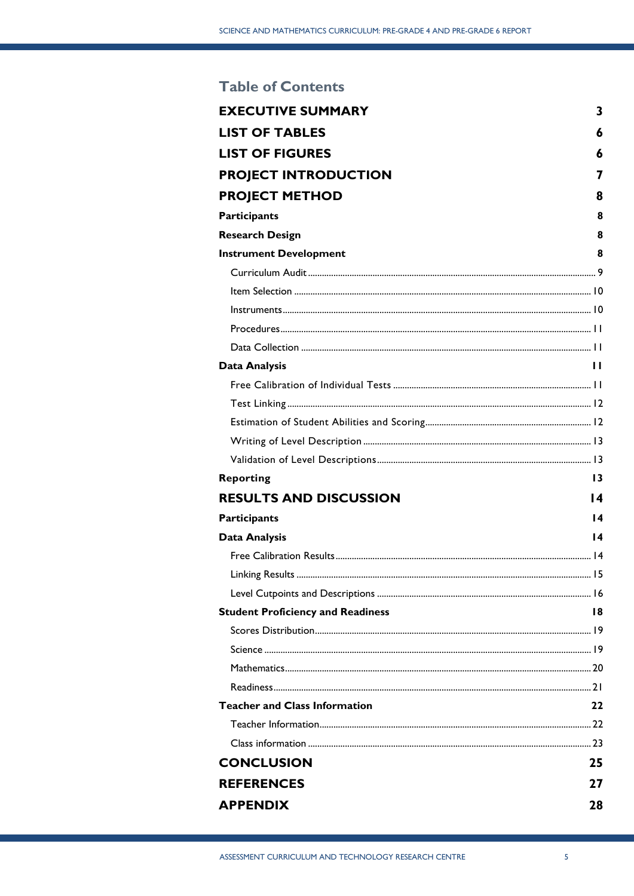## Table of Contents

| | |
|---|---|
| **EXECUTIVE SUMMARY** | **3** |
| **LIST OF TABLES** | **6** |
| **LIST OF FIGURES** | **6** |
| **PROJECT INTRODUCTION** | **7** |
| **PROJECT METHOD** | **8** |
| **Participants** | **8** |
| **Research Design** | **8** |
| **Instrument Development** | **8** |
| Curriculum Audit | 9 |
| Item Selection | 10 |
| Instruments | 10 |
| Procedures | 11 |
| Data Collection | 11 |
| **Data Analysis** | **11** |
| Free Calibration of Individual Tests | 11 |
| Test Linking | 12 |
| Estimation of Student Abilities and Scoring | 12 |
| Writing of Level Description | 13 |
| Validation of Level Descriptions | 13 |
| **Reporting** | **13** |
| **RESULTS AND DISCUSSION** | **14** |
| **Participants** | **14** |
| **Data Analysis** | **14** |
| Free Calibration Results | 14 |
| Linking Results | 15 |
| Level Cutpoints and Descriptions | 16 |
| **Student Proficiency and Readiness** | **18** |
| Scores Distribution | 19 |
| Science | 19 |
| Mathematics | 20 |
| Readiness | 21 |
| **Teacher and Class Information** | **22** |
| Teacher Information | 22 |
| Class information | 23 |
| **CONCLUSION** | **25** |
| **REFERENCES** | **27** |
| **APPENDIX** | **28** |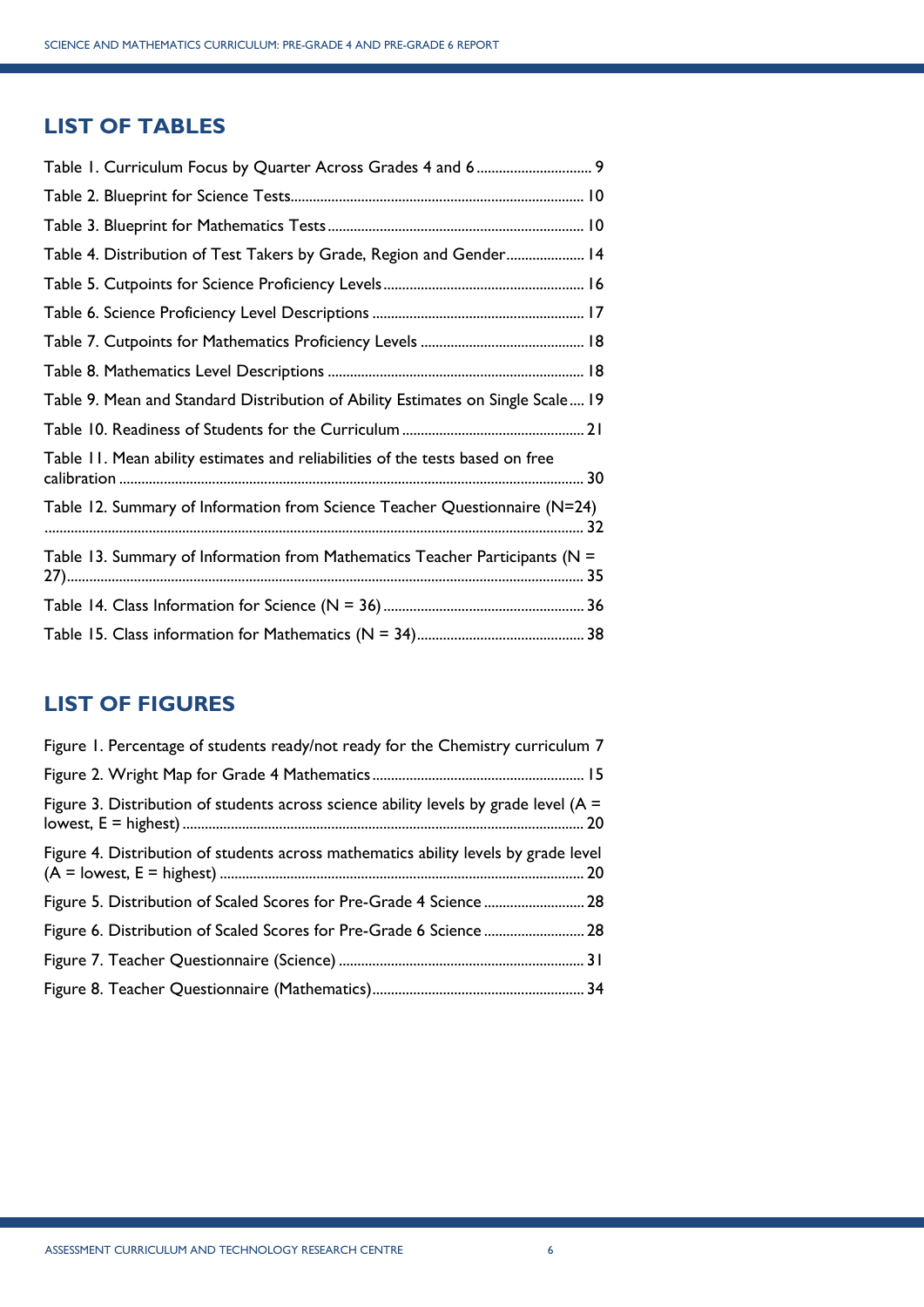## LIST OF TABLES

Table 1. Curriculum Focus by Quarter Across Grades 4 and 6 .............................. 9

Table 2. Blueprint for Science Tests.............................................................................. 10

Table 3. Blueprint for Mathematics Tests .................................................................... 10

Table 4. Distribution of Test Takers by Grade, Region and Gender..................... 14

Table 5. Cutpoints for Science Proficiency Levels ..................................................... 16

Table 6. Science Proficiency Level Descriptions ........................................................ 17

Table 7. Cutpoints for Mathematics Proficiency Levels ........................................... 18

Table 8. Mathematics Level Descriptions .................................................................... 18

Table 9. Mean and Standard Distribution of Ability Estimates on Single Scale.... 19

Table 10. Readiness of Students for the Curriculum ................................................ 21

Table 11. Mean ability estimates and reliabilities of the tests based on free calibration ........................................................................................................................... 30

Table 12. Summary of Information from Science Teacher Questionnaire (N=24) ............................................................................................................................................ 32

Table 13. Summary of Information from Mathematics Teacher Participants (N = 27)........................................................................................................................................ 35

Table 14. Class Information for Science (N = 36) ..................................................... 36

Table 15. Class information for Mathematics (N = 34)............................................ 38

## LIST OF FIGURES

Figure 1. Percentage of students ready/not ready for the Chemistry curriculum 7

Figure 2. Wright Map for Grade 4 Mathematics ........................................................ 15

Figure 3. Distribution of students across science ability levels by grade level (A = lowest, E = highest) .......................................................................................................... 20

Figure 4. Distribution of students across mathematics ability levels by grade level (A = lowest, E = highest) ................................................................................................ 20

Figure 5. Distribution of Scaled Scores for Pre-Grade 4 Science .......................... 28

Figure 6. Distribution of Scaled Scores for Pre-Grade 6 Science .......................... 28

Figure 7. Teacher Questionnaire (Science) ................................................................. 31

Figure 8. Teacher Questionnaire (Mathematics)........................................................ 34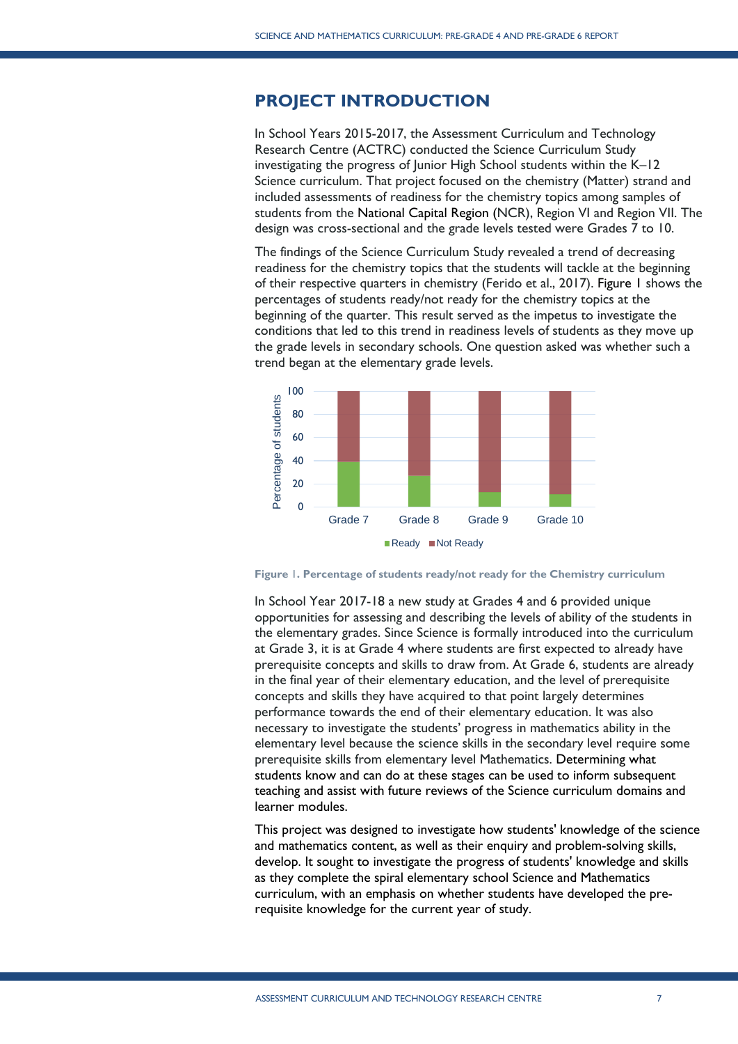## PROJECT INTRODUCTION

In School Years 2015-2017, the Assessment Curriculum and Technology Research Centre (ACTRC) conducted the Science Curriculum Study investigating the progress of Junior High School students within the K–12 Science curriculum. That project focused on the chemistry (Matter) strand and included assessments of readiness for the chemistry topics among samples of students from the National Capital Region (NCR), Region VI and Region VII. The design was cross-sectional and the grade levels tested were Grades 7 to 10.

The findings of the Science Curriculum Study revealed a trend of decreasing readiness for the chemistry topics that the students will tackle at the beginning of their respective quarters in chemistry (Ferido et al., 2017). Figure 1 shows the percentages of students ready/not ready for the chemistry topics at the beginning of the quarter. This result served as the impetus to investigate the conditions that led to this trend in readiness levels of students as they move up the grade levels in secondary schools. One question asked was whether such a trend began at the elementary grade levels.

**Figure 1. Percentage of students ready/not ready for the Chemistry curriculum**

In School Year 2017-18 a new study at Grades 4 and 6 provided unique opportunities for assessing and describing the levels of ability of the students in the elementary grades. Since Science is formally introduced into the curriculum at Grade 3, it is at Grade 4 where students are first expected to already have prerequisite concepts and skills to draw from. At Grade 6, students are already in the final year of their elementary education, and the level of prerequisite concepts and skills they have acquired to that point largely determines performance towards the end of their elementary education. It was also necessary to investigate the students' progress in mathematics ability in the elementary level because the science skills in the secondary level require some prerequisite skills from elementary level Mathematics. Determining what students know and can do at these stages can be used to inform subsequent teaching and assist with future reviews of the Science curriculum domains and learner modules.

This project was designed to investigate how students' knowledge of the science and mathematics content, as well as their enquiry and problem-solving skills, develop. It sought to investigate the progress of students' knowledge and skills as they complete the spiral elementary school Science and Mathematics curriculum, with an emphasis on whether students have developed the pre-requisite knowledge for the current year of study.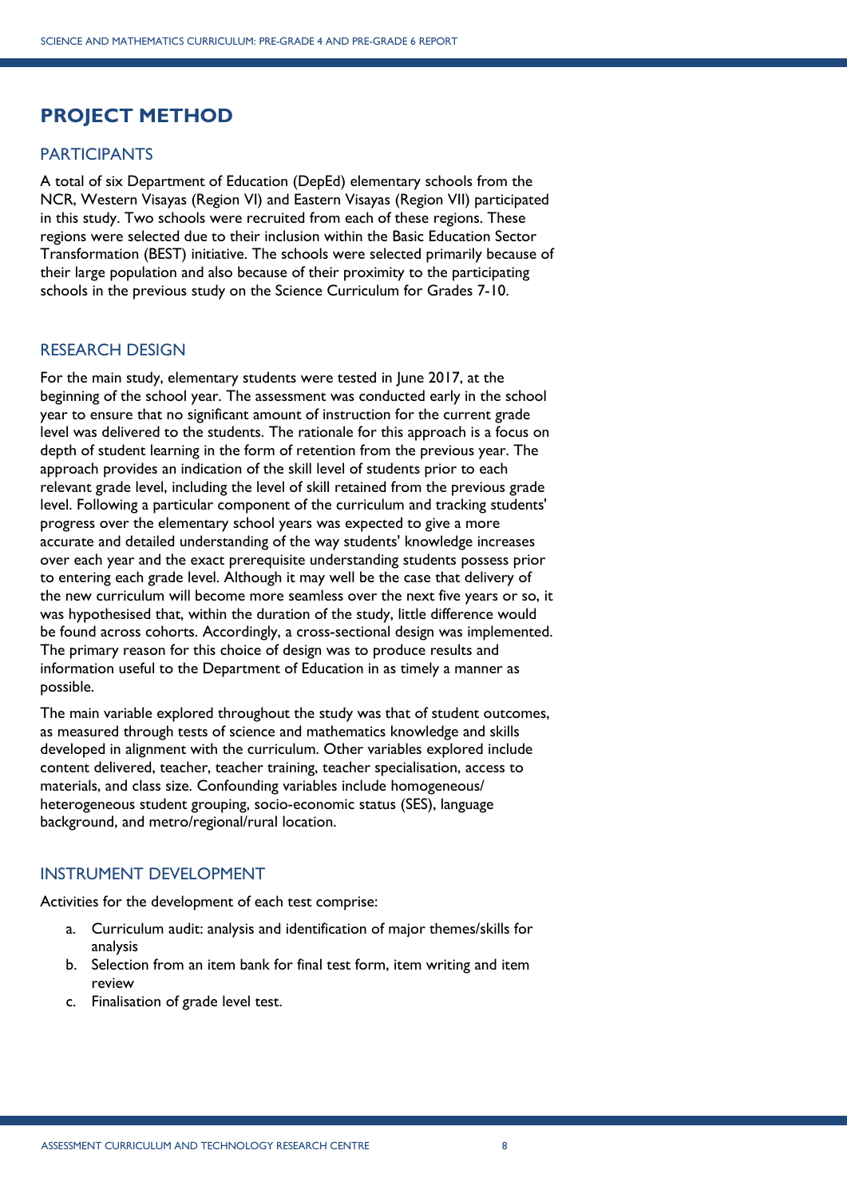# PROJECT METHOD

## PARTICIPANTS

A total of six Department of Education (DepEd) elementary schools from the NCR, Western Visayas (Region VI) and Eastern Visayas (Region VII) participated in this study. Two schools were recruited from each of these regions. These regions were selected due to their inclusion within the Basic Education Sector Transformation (BEST) initiative. The schools were selected primarily because of their large population and also because of their proximity to the participating schools in the previous study on the Science Curriculum for Grades 7-10.

## RESEARCH DESIGN

For the main study, elementary students were tested in June 2017, at the beginning of the school year. The assessment was conducted early in the school year to ensure that no significant amount of instruction for the current grade level was delivered to the students. The rationale for this approach is a focus on depth of student learning in the form of retention from the previous year. The approach provides an indication of the skill level of students prior to each relevant grade level, including the level of skill retained from the previous grade level. Following a particular component of the curriculum and tracking students' progress over the elementary school years was expected to give a more accurate and detailed understanding of the way students' knowledge increases over each year and the exact prerequisite understanding students possess prior to entering each grade level. Although it may well be the case that delivery of the new curriculum will become more seamless over the next five years or so, it was hypothesised that, within the duration of the study, little difference would be found across cohorts. Accordingly, a cross-sectional design was implemented. The primary reason for this choice of design was to produce results and information useful to the Department of Education in as timely a manner as possible.

The main variable explored throughout the study was that of student outcomes, as measured through tests of science and mathematics knowledge and skills developed in alignment with the curriculum. Other variables explored include content delivered, teacher, teacher training, teacher specialisation, access to materials, and class size. Confounding variables include homogeneous/ heterogeneous student grouping, socio-economic status (SES), language background, and metro/regional/rural location.

## INSTRUMENT DEVELOPMENT

Activities for the development of each test comprise:

a. Curriculum audit: analysis and identification of major themes/skills for analysis
b. Selection from an item bank for final test form, item writing and item review
c. Finalisation of grade level test.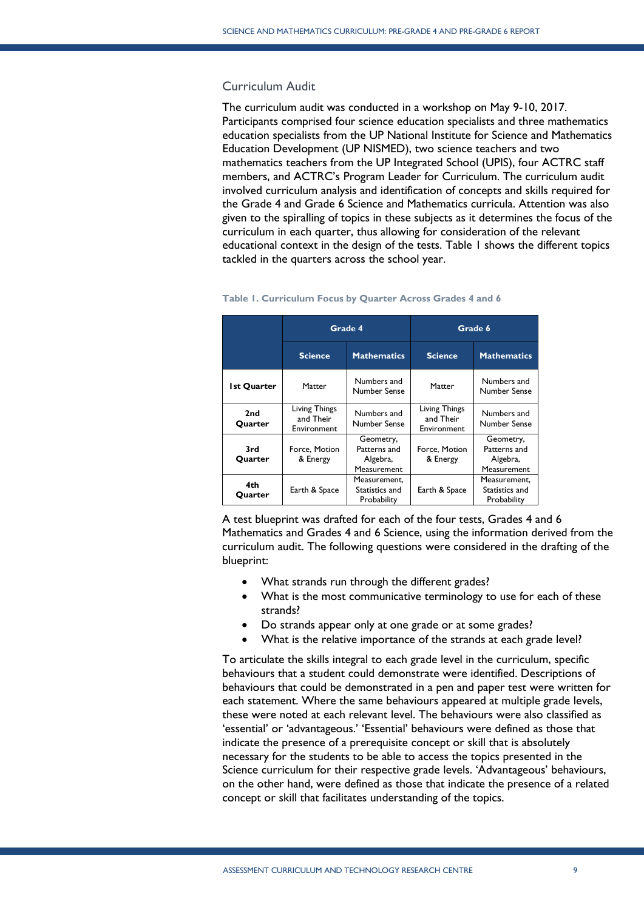## Curriculum Audit

The curriculum audit was conducted in a workshop on May 9-10, 2017. Participants comprised four science education specialists and three mathematics education specialists from the UP National Institute for Science and Mathematics Education Development (UP NISMED), two science teachers and two mathematics teachers from the UP Integrated School (UPIS), four ACTRC staff members, and ACTRC's Program Leader for Curriculum. The curriculum audit involved curriculum analysis and identification of concepts and skills required for the Grade 4 and Grade 6 Science and Mathematics curricula. Attention was also given to the spiralling of topics in these subjects as it determines the focus of the curriculum in each quarter, thus allowing for consideration of the relevant educational context in the design of the tests. Table 1 shows the different topics tackled in the quarters across the school year.

**Table 1. Curriculum Focus by Quarter Across Grades 4 and 6**

| | Grade 4 | | Grade 6 | |
|---|---|---|---|---|
| | **Science** | **Mathematics** | **Science** | **Mathematics** |
| **1st Quarter** | Matter | Numbers and Number Sense | Matter | Numbers and Number Sense |
| **2nd Quarter** | Living Things and Their Environment | Numbers and Number Sense | Living Things and Their Environment | Numbers and Number Sense |
| **3rd Quarter** | Force, Motion & Energy | Geometry, Patterns and Algebra, Measurement | Force, Motion & Energy | Geometry, Patterns and Algebra, Measurement |
| **4th Quarter** | Earth & Space | Measurement, Statistics and Probability | Earth & Space | Measurement, Statistics and Probability |

A test blueprint was drafted for each of the four tests, Grades 4 and 6 Mathematics and Grades 4 and 6 Science, using the information derived from the curriculum audit. The following questions were considered in the drafting of the blueprint:

- What strands run through the different grades?
- What is the most communicative terminology to use for each of these strands?
- Do strands appear only at one grade or at some grades?
- What is the relative importance of the strands at each grade level?

To articulate the skills integral to each grade level in the curriculum, specific behaviours that a student could demonstrate were identified. Descriptions of behaviours that could be demonstrated in a pen and paper test were written for each statement. Where the same behaviours appeared at multiple grade levels, these were noted at each relevant level. The behaviours were also classified as 'essential' or 'advantageous.' 'Essential' behaviours were defined as those that indicate the presence of a prerequisite concept or skill that is absolutely necessary for the students to be able to access the topics presented in the Science curriculum for their respective grade levels. 'Advantageous' behaviours, on the other hand, were defined as those that indicate the presence of a related concept or skill that facilitates understanding of the topics.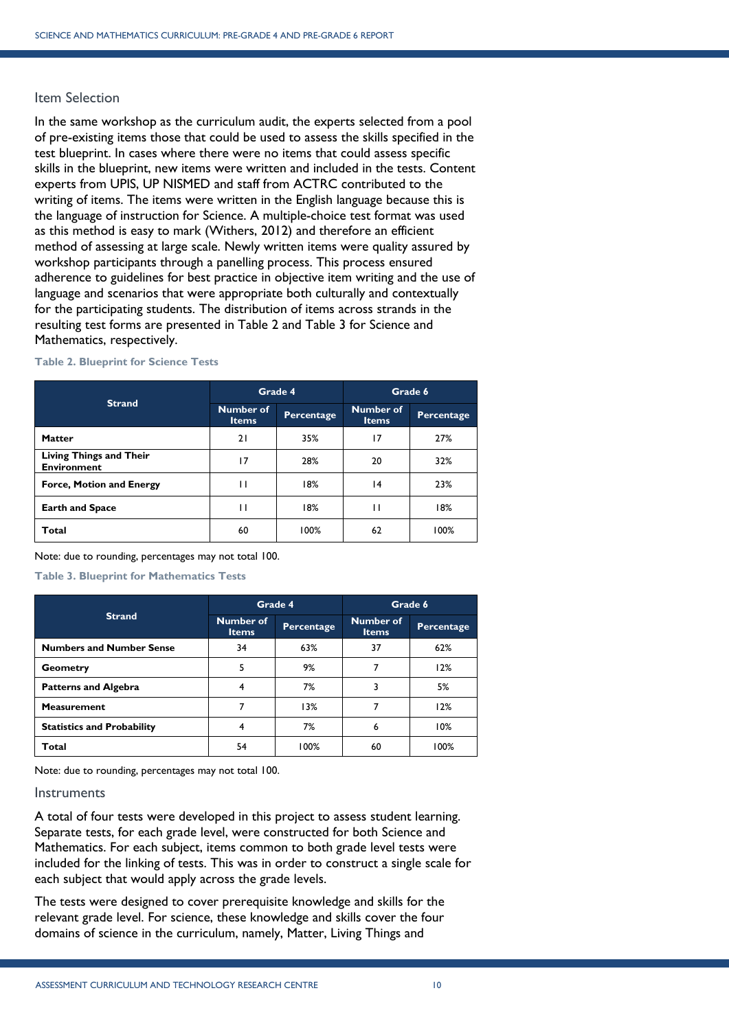### Item Selection

In the same workshop as the curriculum audit, the experts selected from a pool of pre-existing items those that could be used to assess the skills specified in the test blueprint. In cases where there were no items that could assess specific skills in the blueprint, new items were written and included in the tests. Content experts from UPIS, UP NISMED and staff from ACTRC contributed to the writing of items. The items were written in the English language because this is the language of instruction for Science. A multiple-choice test format was used as this method is easy to mark (Withers, 2012) and therefore an efficient method of assessing at large scale. Newly written items were quality assured by workshop participants through a panelling process. This process ensured adherence to guidelines for best practice in objective item writing and the use of language and scenarios that were appropriate both culturally and contextually for the participating students. The distribution of items across strands in the resulting test forms are presented in Table 2 and Table 3 for Science and Mathematics, respectively.

**Table 2. Blueprint for Science Tests**

| Strand | Grade 4 | | Grade 6 | |
|---|---|---|---|---|
| | Number of Items | Percentage | Number of Items | Percentage |
| **Matter** | 21 | 35% | 17 | 27% |
| **Living Things and Their Environment** | 17 | 28% | 20 | 32% |
| **Force, Motion and Energy** | 11 | 18% | 14 | 23% |
| **Earth and Space** | 11 | 18% | 11 | 18% |
| **Total** | 60 | 100% | 62 | 100% |

Note: due to rounding, percentages may not total 100.

**Table 3. Blueprint for Mathematics Tests**

| Strand | Grade 4 | | Grade 6 | |
|---|---|---|---|---|
| | Number of Items | Percentage | Number of Items | Percentage |
| **Numbers and Number Sense** | 34 | 63% | 37 | 62% |
| **Geometry** | 5 | 9% | 7 | 12% |
| **Patterns and Algebra** | 4 | 7% | 3 | 5% |
| **Measurement** | 7 | 13% | 7 | 12% |
| **Statistics and Probability** | 4 | 7% | 6 | 10% |
| **Total** | 54 | 100% | 60 | 100% |

Note: due to rounding, percentages may not total 100.

### Instruments

A total of four tests were developed in this project to assess student learning. Separate tests, for each grade level, were constructed for both Science and Mathematics. For each subject, items common to both grade level tests were included for the linking of tests. This was in order to construct a single scale for each subject that would apply across the grade levels.

The tests were designed to cover prerequisite knowledge and skills for the relevant grade level. For science, these knowledge and skills cover the four domains of science in the curriculum, namely, Matter, Living Things and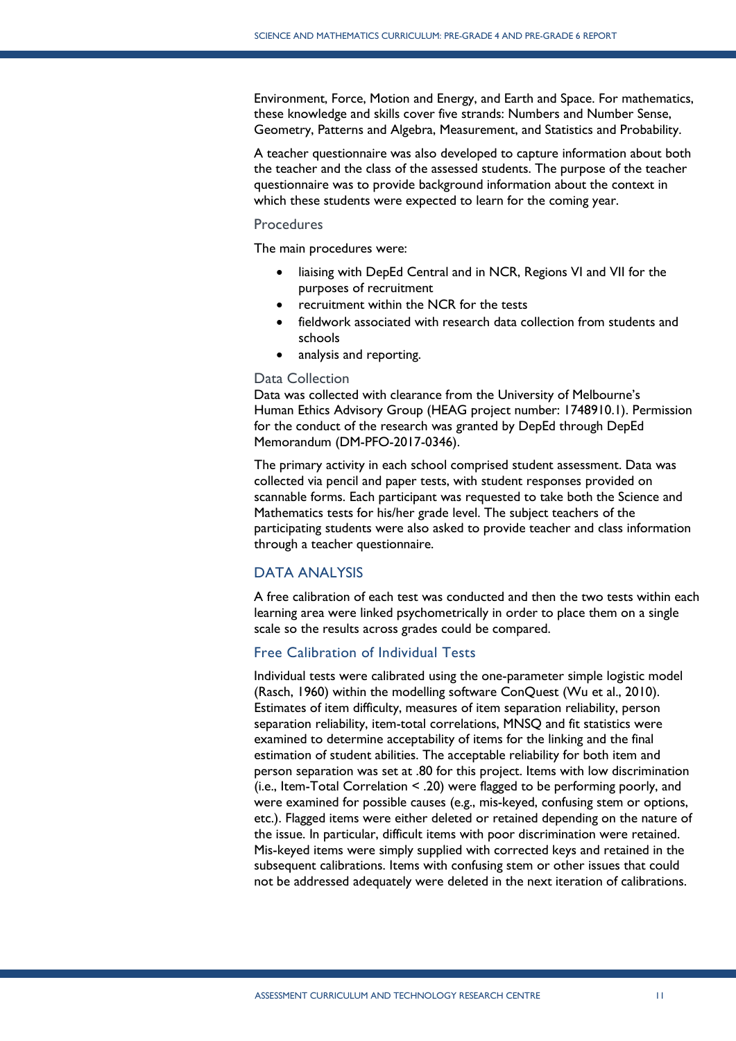Environment, Force, Motion and Energy, and Earth and Space. For mathematics, these knowledge and skills cover five strands: Numbers and Number Sense, Geometry, Patterns and Algebra, Measurement, and Statistics and Probability.

A teacher questionnaire was also developed to capture information about both the teacher and the class of the assessed students. The purpose of the teacher questionnaire was to provide background information about the context in which these students were expected to learn for the coming year.

### Procedures

The main procedures were:

- liaising with DepEd Central and in NCR, Regions VI and VII for the purposes of recruitment
- recruitment within the NCR for the tests
- fieldwork associated with research data collection from students and schools
- analysis and reporting.

### Data Collection

Data was collected with clearance from the University of Melbourne's Human Ethics Advisory Group (HEAG project number: 1748910.1). Permission for the conduct of the research was granted by DepEd through DepEd Memorandum (DM-PFO-2017-0346).

The primary activity in each school comprised student assessment. Data was collected via pencil and paper tests, with student responses provided on scannable forms. Each participant was requested to take both the Science and Mathematics tests for his/her grade level. The subject teachers of the participating students were also asked to provide teacher and class information through a teacher questionnaire.

## DATA ANALYSIS

A free calibration of each test was conducted and then the two tests within each learning area were linked psychometrically in order to place them on a single scale so the results across grades could be compared.

### Free Calibration of Individual Tests

Individual tests were calibrated using the one-parameter simple logistic model (Rasch, 1960) within the modelling software ConQuest (Wu et al., 2010). Estimates of item difficulty, measures of item separation reliability, person separation reliability, item-total correlations, MNSQ and fit statistics were examined to determine acceptability of items for the linking and the final estimation of student abilities. The acceptable reliability for both item and person separation was set at .80 for this project. Items with low discrimination (i.e., Item-Total Correlation < .20) were flagged to be performing poorly, and were examined for possible causes (e.g., mis-keyed, confusing stem or options, etc.). Flagged items were either deleted or retained depending on the nature of the issue. In particular, difficult items with poor discrimination were retained. Mis-keyed items were simply supplied with corrected keys and retained in the subsequent calibrations. Items with confusing stem or other issues that could not be addressed adequately were deleted in the next iteration of calibrations.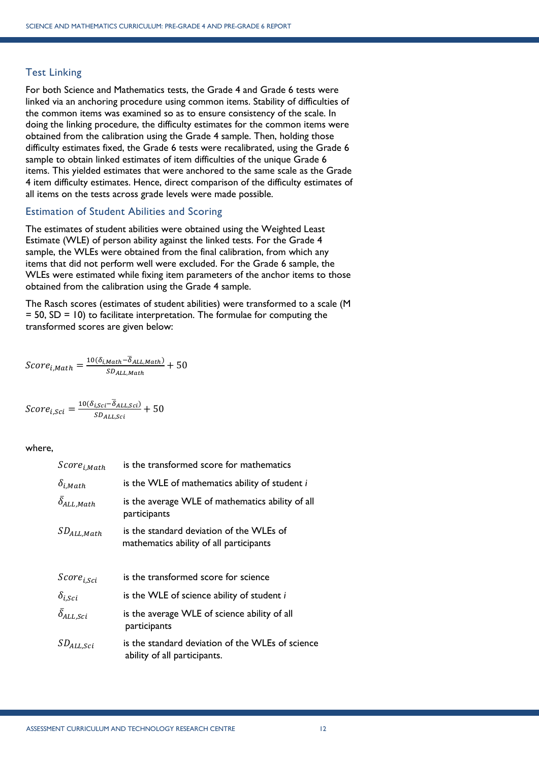## Test Linking

For both Science and Mathematics tests, the Grade 4 and Grade 6 tests were linked via an anchoring procedure using common items. Stability of difficulties of the common items was examined so as to ensure consistency of the scale. In doing the linking procedure, the difficulty estimates for the common items were obtained from the calibration using the Grade 4 sample. Then, holding those difficulty estimates fixed, the Grade 6 tests were recalibrated, using the Grade 6 sample to obtain linked estimates of item difficulties of the unique Grade 6 items. This yielded estimates that were anchored to the same scale as the Grade 4 item difficulty estimates. Hence, direct comparison of the difficulty estimates of all items on the tests across grade levels were made possible.

## Estimation of Student Abilities and Scoring

The estimates of student abilities were obtained using the Weighted Least Estimate (WLE) of person ability against the linked tests. For the Grade 4 sample, the WLEs were obtained from the final calibration, from which any items that did not perform well were excluded. For the Grade 6 sample, the WLEs were estimated while fixing item parameters of the anchor items to those obtained from the calibration using the Grade 4 sample.

The Rasch scores (estimates of student abilities) were transformed to a scale (M = 50, SD = 10) to facilitate interpretation. The formulae for computing the transformed scores are given below:

$$Score_{i,Math} = \frac{10(\delta_{i,Math} - \bar{\delta}_{ALL,Math})}{SD_{ALL,Math}} + 50$$

$$Score_{i,Sci} = \frac{10(\delta_{i,Sci} - \bar{\delta}_{ALL,Sci})}{SD_{ALL,Sci}} + 50$$

where,

| | |
|---|---|
| $Score_{i,Math}$ | is the transformed score for mathematics |
| $\delta_{i,Math}$ | is the WLE of mathematics ability of student *i* |
| $\bar{\delta}_{ALL,Math}$ | is the average WLE of mathematics ability of all participants |
| $SD_{ALL,Math}$ | is the standard deviation of the WLEs of mathematics ability of all participants |
| $Score_{i,Sci}$ | is the transformed score for science |
| $\delta_{i,Sci}$ | is the WLE of science ability of student *i* |
| $\bar{\delta}_{ALL,Sci}$ | is the average WLE of science ability of all participants |
| $SD_{ALL,Sci}$ | is the standard deviation of the WLEs of science ability of all participants. |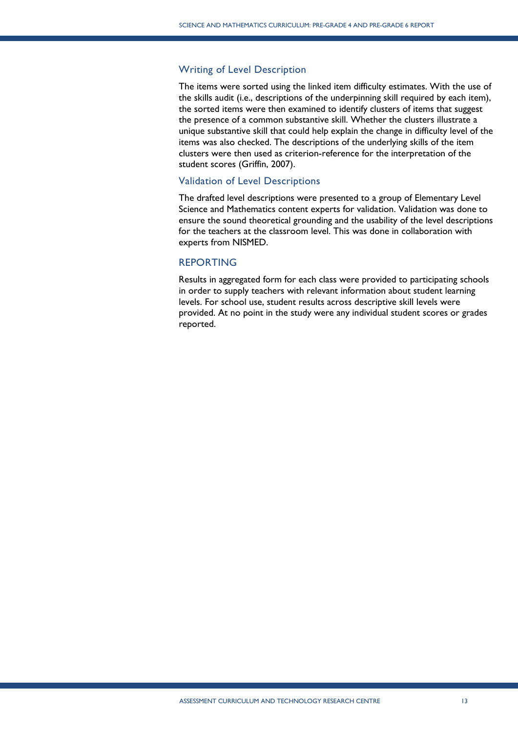### Writing of Level Description

The items were sorted using the linked item difficulty estimates. With the use of the skills audit (i.e., descriptions of the underpinning skill required by each item), the sorted items were then examined to identify clusters of items that suggest the presence of a common substantive skill. Whether the clusters illustrate a unique substantive skill that could help explain the change in difficulty level of the items was also checked. The descriptions of the underlying skills of the item clusters were then used as criterion-reference for the interpretation of the student scores (Griffin, 2007).

### Validation of Level Descriptions

The drafted level descriptions were presented to a group of Elementary Level Science and Mathematics content experts for validation. Validation was done to ensure the sound theoretical grounding and the usability of the level descriptions for the teachers at the classroom level. This was done in collaboration with experts from NISMED.

## REPORTING

Results in aggregated form for each class were provided to participating schools in order to supply teachers with relevant information about student learning levels. For school use, student results across descriptive skill levels were provided. At no point in the study were any individual student scores or grades reported.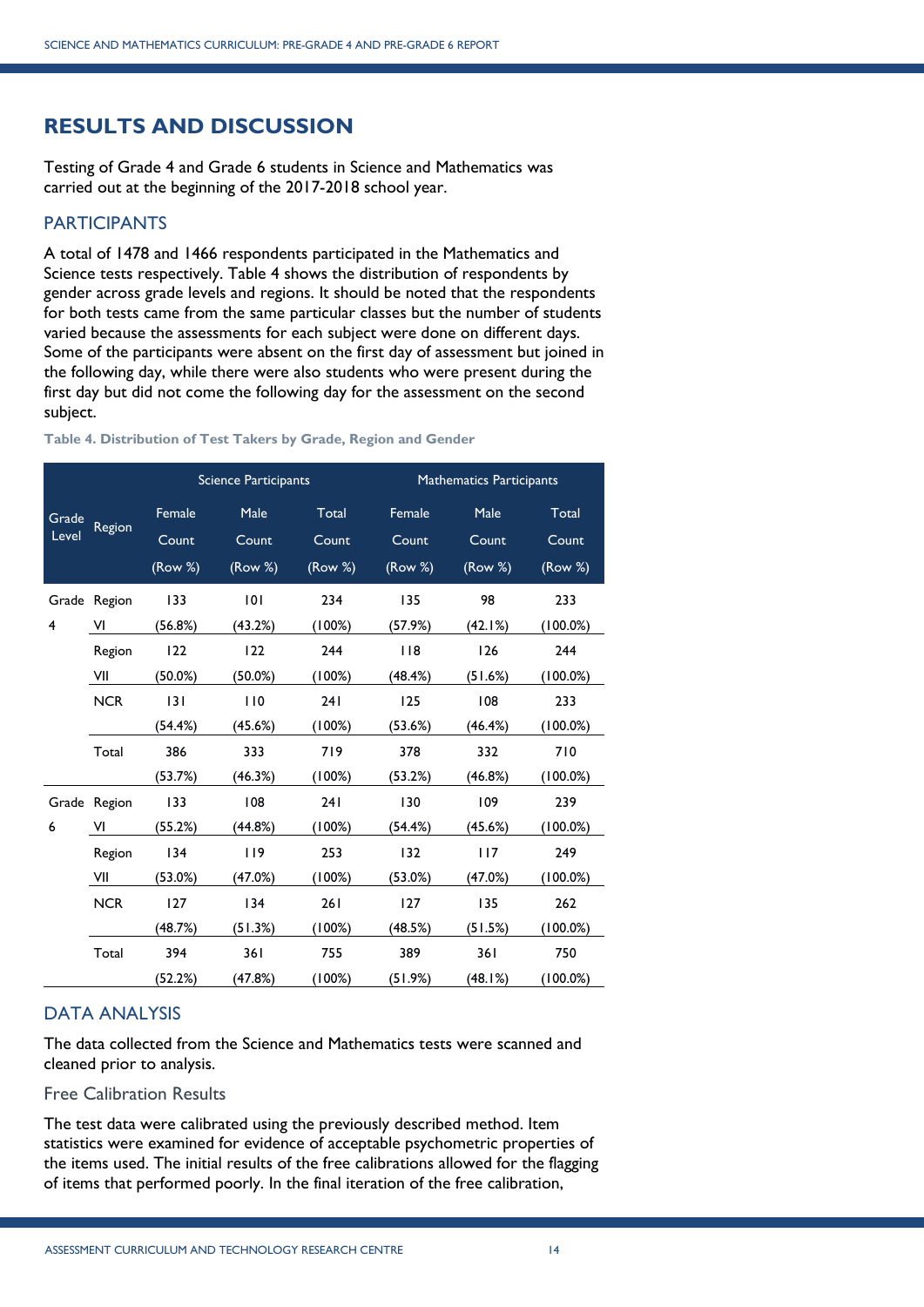## RESULTS AND DISCUSSION

Testing of Grade 4 and Grade 6 students in Science and Mathematics was carried out at the beginning of the 2017-2018 school year.

### PARTICIPANTS

A total of 1478 and 1466 respondents participated in the Mathematics and Science tests respectively. Table 4 shows the distribution of respondents by gender across grade levels and regions. It should be noted that the respondents for both tests came from the same particular classes but the number of students varied because the assessments for each subject were done on different days. Some of the participants were absent on the first day of assessment but joined in the following day, while there were also students who were present during the first day but did not come the following day for the assessment on the second subject.

**Table 4. Distribution of Test Takers by Grade, Region and Gender**

| Grade Level | Region | Science Participants | | | Mathematics Participants | | |
|---|---|---|---|---|---|---|---|
| | | Female Count (Row %) | Male Count (Row %) | Total Count (Row %) | Female Count (Row %) | Male Count (Row %) | Total Count (Row %) |
| Grade 4 | Region VI | 133 (56.8%) | 101 (43.2%) | 234 (100%) | 135 (57.9%) | 98 (42.1%) | 233 (100.0%) |
| | Region VII | 122 (50.0%) | 122 (50.0%) | 244 (100%) | 118 (48.4%) | 126 (51.6%) | 244 (100.0%) |
| | NCR | 131 (54.4%) | 110 (45.6%) | 241 (100%) | 125 (53.6%) | 108 (46.4%) | 233 (100.0%) |
| | Total | 386 (53.7%) | 333 (46.3%) | 719 (100%) | 378 (53.2%) | 332 (46.8%) | 710 (100.0%) |
| Grade 6 | Region VI | 133 (55.2%) | 108 (44.8%) | 241 (100%) | 130 (54.4%) | 109 (45.6%) | 239 (100.0%) |
| | Region VII | 134 (53.0%) | 119 (47.0%) | 253 (100%) | 132 (53.0%) | 117 (47.0%) | 249 (100.0%) |
| | NCR | 127 (48.7%) | 134 (51.3%) | 261 (100%) | 127 (48.5%) | 135 (51.5%) | 262 (100.0%) |
| | Total | 394 (52.2%) | 361 (47.8%) | 755 (100%) | 389 (51.9%) | 361 (48.1%) | 750 (100.0%) |

### DATA ANALYSIS

The data collected from the Science and Mathematics tests were scanned and cleaned prior to analysis.

#### Free Calibration Results

The test data were calibrated using the previously described method. Item statistics were examined for evidence of acceptable psychometric properties of the items used. The initial results of the free calibrations allowed for the flagging of items that performed poorly. In the final iteration of the free calibration,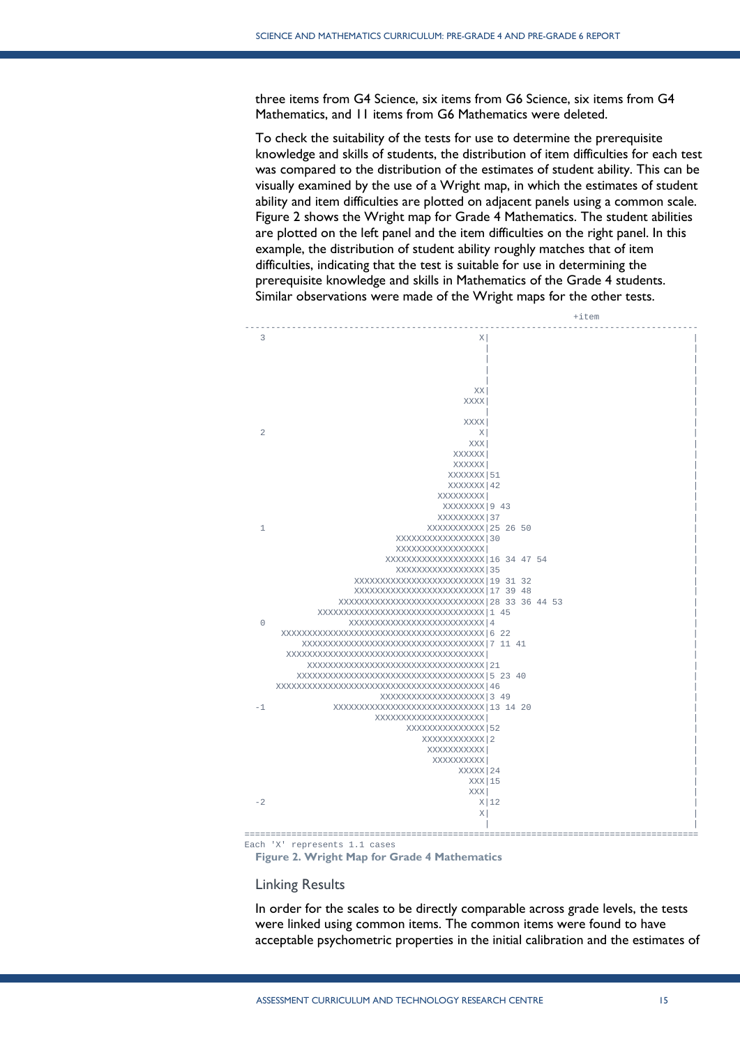three items from G4 Science, six items from G6 Science, six items from G4 Mathematics, and 11 items from G6 Mathematics were deleted.

To check the suitability of the tests for use to determine the prerequisite knowledge and skills of students, the distribution of item difficulties for each test was compared to the distribution of the estimates of student ability. This can be visually examined by the use of a Wright map, in which the estimates of student ability and item difficulties are plotted on adjacent panels using a common scale. Figure 2 shows the Wright map for Grade 4 Mathematics. The student abilities are plotted on the left panel and the item difficulties on the right panel. In this example, the distribution of student ability roughly matches that of item difficulties, indicating that the test is suitable for use in determining the prerequisite knowledge and skills in Mathematics of the Grade 4 students. Similar observations were made of the Wright maps for the other tests.

```
                                                                   +item
--------------------------------------------------------------------------------------
 3                                       X|                                           |
                                          |                                           |
                                          |                                           |
                                          |                                           |
                                          |                                           |
                                        XX|                                           |
                                      XXXX|                                           |
                                          |                                           |
                                      XXXX|                                           |
 2                                       X|                                           |
                                       XXX|                                           |
                                    XXXXXX|                                           |
                                    XXXXXX|                                           |
                                   XXXXXXX|51                                         |
                                   XXXXXXX|42                                         |
                                 XXXXXXXXX|                                           |
                                  XXXXXXXX|9 43                                       |
                                 XXXXXXXXX|37                                         |
 1                             XXXXXXXXXXX|25 26 50                                   |
                         XXXXXXXXXXXXXXXXX|30                                         |
                         XXXXXXXXXXXXXXXXX|                                           |
                       XXXXXXXXXXXXXXXXXXX|16 34 47 54                                |
                         XXXXXXXXXXXXXXXXX|35                                         |
                   XXXXXXXXXXXXXXXXXXXXXXXXX|19 31 32                                 |
                   XXXXXXXXXXXXXXXXXXXXXXXXX|17 39 48                                 |
                XXXXXXXXXXXXXXXXXXXXXXXXXXXX|28 33 36 44 53                           |
            XXXXXXXXXXXXXXXXXXXXXXXXXXXXXXXX|1 45                                     |
 0                XXXXXXXXXXXXXXXXXXXXXXXXXX|4                                        |
     XXXXXXXXXXXXXXXXXXXXXXXXXXXXXXXXXXXXXXX|6 22                                     |
         XXXXXXXXXXXXXXXXXXXXXXXXXXXXXXXXXXX|7 11 41                                  |
      XXXXXXXXXXXXXXXXXXXXXXXXXXXXXXXXXXXXXX|                                         |
          XXXXXXXXXXXXXXXXXXXXXXXXXXXXXXXXXX|21                                       |
        XXXXXXXXXXXXXXXXXXXXXXXXXXXXXXXXXXXX|5 23 40                                  |
    XXXXXXXXXXXXXXXXXXXXXXXXXXXXXXXXXXXXXXXX|46                                       |
                        XXXXXXXXXXXXXXXXXXXX|3 49                                     |
-1             XXXXXXXXXXXXXXXXXXXXXXXXXXXXX|13 14 20                                 |
                       XXXXXXXXXXXXXXXXXXXXX|                                         |
                             XXXXXXXXXXXXXXX|52                                       |
                                XXXXXXXXXXXX|2                                        |
                                 XXXXXXXXXXX|                                         |
                                  XXXXXXXXXX|                                         |
                                       XXXXX|24                                       |
                                         XXX|15                                       |
                                         XXX|                                         |
-2                                         X|12                                       |
                                           X|                                         |
                                            |                                         |
======================================================================================
Each 'X' represents 1.1 cases
```

**Figure 2. Wright Map for Grade 4 Mathematics**

## Linking Results

In order for the scales to be directly comparable across grade levels, the tests were linked using common items. The common items were found to have acceptable psychometric properties in the initial calibration and the estimates of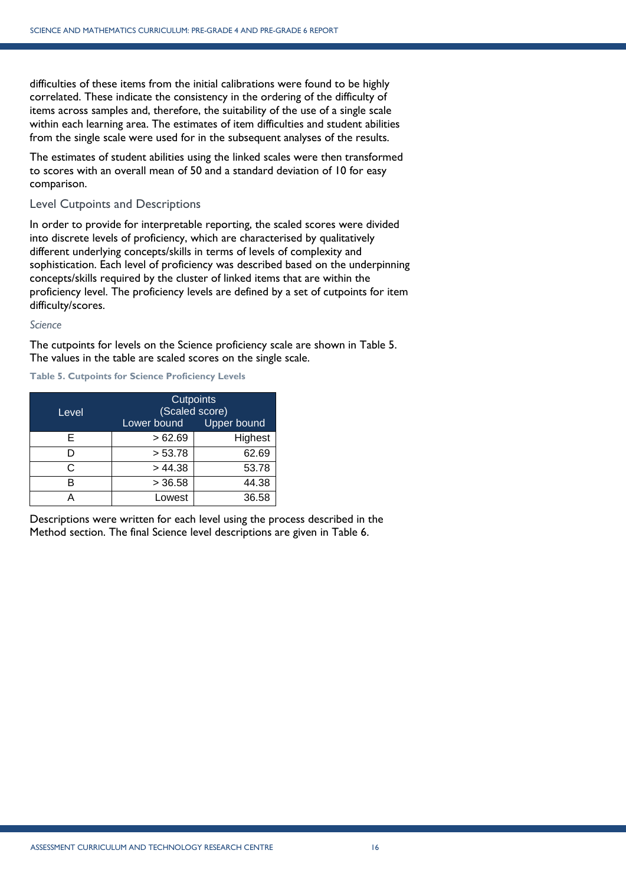difficulties of these items from the initial calibrations were found to be highly correlated. These indicate the consistency in the ordering of the difficulty of items across samples and, therefore, the suitability of the use of a single scale within each learning area. The estimates of item difficulties and student abilities from the single scale were used for in the subsequent analyses of the results.

The estimates of student abilities using the linked scales were then transformed to scores with an overall mean of 50 and a standard deviation of 10 for easy comparison.

### Level Cutpoints and Descriptions

In order to provide for interpretable reporting, the scaled scores were divided into discrete levels of proficiency, which are characterised by qualitatively different underlying concepts/skills in terms of levels of complexity and sophistication. Each level of proficiency was described based on the underpinning concepts/skills required by the cluster of linked items that are within the proficiency level. The proficiency levels are defined by a set of cutpoints for item difficulty/scores.

#### *Science*

The cutpoints for levels on the Science proficiency scale are shown in Table 5. The values in the table are scaled scores on the single scale.

**Table 5. Cutpoints for Science Proficiency Levels**

| Level | Cutpoints (Scaled score) | |
|---|---|---|
| | Lower bound | Upper bound |
| E | > 62.69 | Highest |
| D | > 53.78 | 62.69 |
| C | > 44.38 | 53.78 |
| B | > 36.58 | 44.38 |
| A | Lowest | 36.58 |

Descriptions were written for each level using the process described in the Method section. The final Science level descriptions are given in Table 6.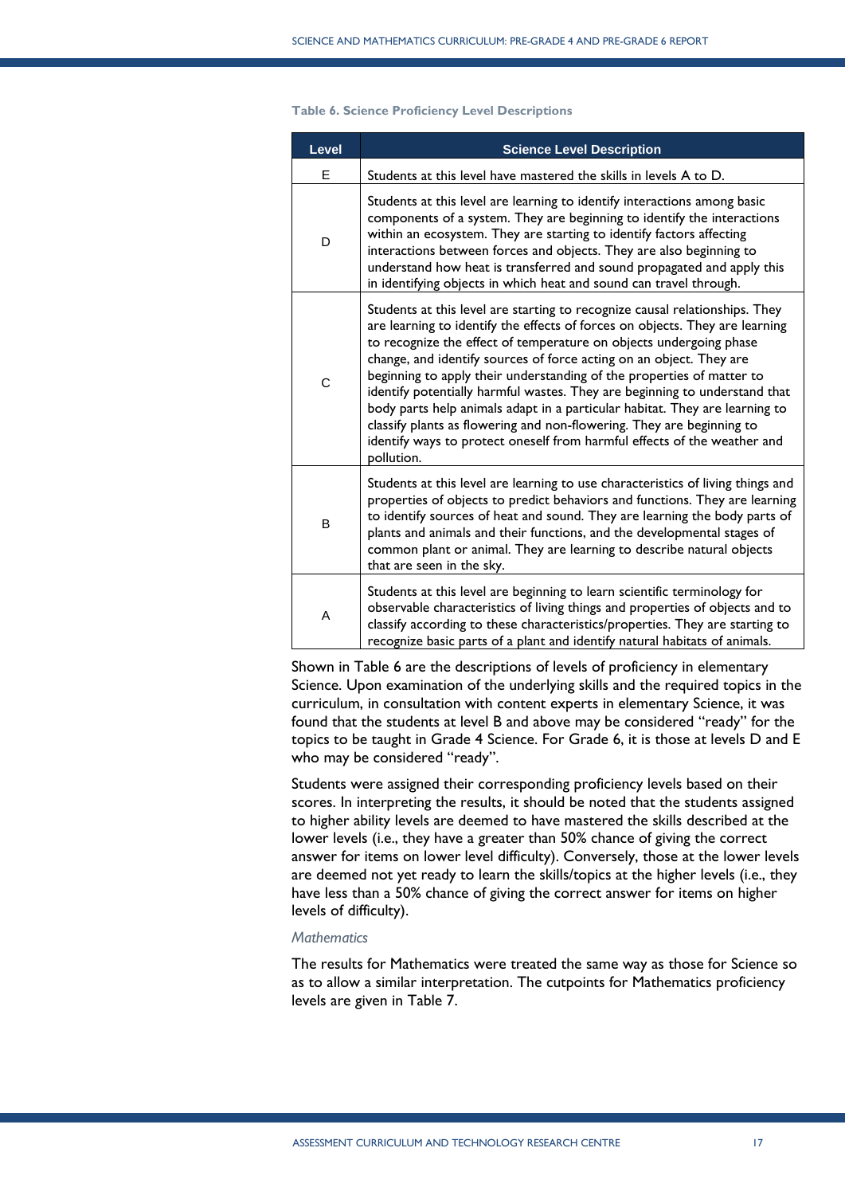**Table 6. Science Proficiency Level Descriptions**

| Level | Science Level Description |
|---|---|
| E | Students at this level have mastered the skills in levels A to D. |
| D | Students at this level are learning to identify interactions among basic components of a system. They are beginning to identify the interactions within an ecosystem. They are starting to identify factors affecting interactions between forces and objects. They are also beginning to understand how heat is transferred and sound propagated and apply this in identifying objects in which heat and sound can travel through. |
| C | Students at this level are starting to recognize causal relationships. They are learning to identify the effects of forces on objects. They are learning to recognize the effect of temperature on objects undergoing phase change, and identify sources of force acting on an object. They are beginning to apply their understanding of the properties of matter to identify potentially harmful wastes. They are beginning to understand that body parts help animals adapt in a particular habitat. They are learning to classify plants as flowering and non-flowering. They are beginning to identify ways to protect oneself from harmful effects of the weather and pollution. |
| B | Students at this level are learning to use characteristics of living things and properties of objects to predict behaviors and functions. They are learning to identify sources of heat and sound. They are learning the body parts of plants and animals and their functions, and the developmental stages of common plant or animal. They are learning to describe natural objects that are seen in the sky. |
| A | Students at this level are beginning to learn scientific terminology for observable characteristics of living things and properties of objects and to classify according to these characteristics/properties. They are starting to recognize basic parts of a plant and identify natural habitats of animals. |

Shown in Table 6 are the descriptions of levels of proficiency in elementary Science. Upon examination of the underlying skills and the required topics in the curriculum, in consultation with content experts in elementary Science, it was found that the students at level B and above may be considered "ready" for the topics to be taught in Grade 4 Science. For Grade 6, it is those at levels D and E who may be considered "ready".

Students were assigned their corresponding proficiency levels based on their scores. In interpreting the results, it should be noted that the students assigned to higher ability levels are deemed to have mastered the skills described at the lower levels (i.e., they have a greater than 50% chance of giving the correct answer for items on lower level difficulty). Conversely, those at the lower levels are deemed not yet ready to learn the skills/topics at the higher levels (i.e., they have less than a 50% chance of giving the correct answer for items on higher levels of difficulty).

*Mathematics*

The results for Mathematics were treated the same way as those for Science so as to allow a similar interpretation. The cutpoints for Mathematics proficiency levels are given in Table 7.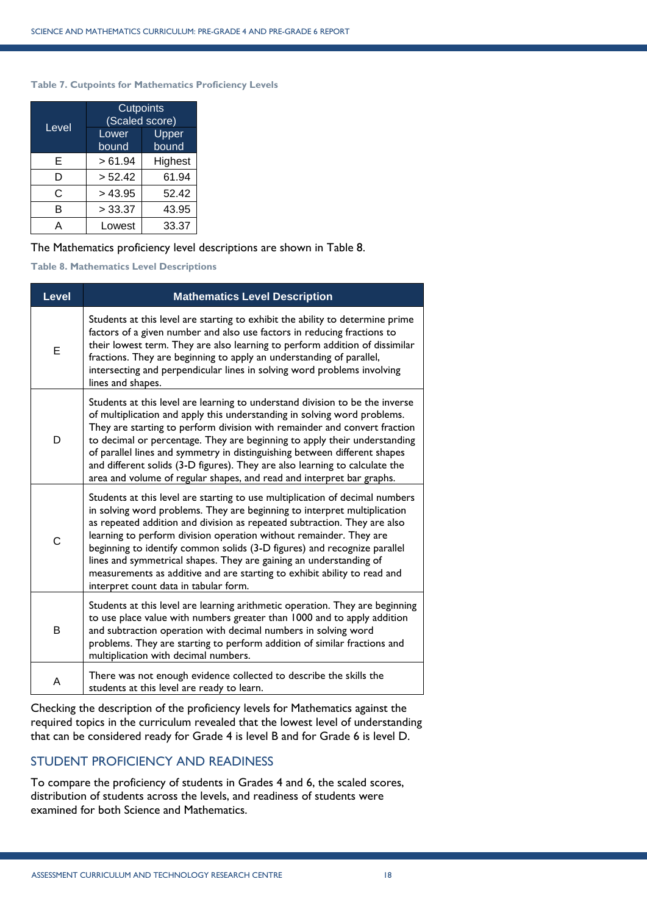Table 7. Cutpoints for Mathematics Proficiency Levels

| Level | Cutpoints (Scaled score) | |
|---|---|---|
| | Lower bound | Upper bound |
| E | > 61.94 | Highest |
| D | > 52.42 | 61.94 |
| C | > 43.95 | 52.42 |
| B | > 33.37 | 43.95 |
| A | Lowest | 33.37 |

The Mathematics proficiency level descriptions are shown in Table 8.

Table 8. Mathematics Level Descriptions

| Level | Mathematics Level Description |
|---|---|
| E | Students at this level are starting to exhibit the ability to determine prime factors of a given number and also use factors in reducing fractions to their lowest term. They are also learning to perform addition of dissimilar fractions. They are beginning to apply an understanding of parallel, intersecting and perpendicular lines in solving word problems involving lines and shapes. |
| D | Students at this level are learning to understand division to be the inverse of multiplication and apply this understanding in solving word problems. They are starting to perform division with remainder and convert fraction to decimal or percentage. They are beginning to apply their understanding of parallel lines and symmetry in distinguishing between different shapes and different solids (3-D figures). They are also learning to calculate the area and volume of regular shapes, and read and interpret bar graphs. |
| C | Students at this level are starting to use multiplication of decimal numbers in solving word problems. They are beginning to interpret multiplication as repeated addition and division as repeated subtraction. They are also learning to perform division operation without remainder. They are beginning to identify common solids (3-D figures) and recognize parallel lines and symmetrical shapes. They are gaining an understanding of measurements as additive and are starting to exhibit ability to read and interpret count data in tabular form. |
| B | Students at this level are learning arithmetic operation. They are beginning to use place value with numbers greater than 1000 and to apply addition and subtraction operation with decimal numbers in solving word problems. They are starting to perform addition of similar fractions and multiplication with decimal numbers. |
| A | There was not enough evidence collected to describe the skills the students at this level are ready to learn. |

Checking the description of the proficiency levels for Mathematics against the required topics in the curriculum revealed that the lowest level of understanding that can be considered ready for Grade 4 is level B and for Grade 6 is level D.

## STUDENT PROFICIENCY AND READINESS

To compare the proficiency of students in Grades 4 and 6, the scaled scores, distribution of students across the levels, and readiness of students were examined for both Science and Mathematics.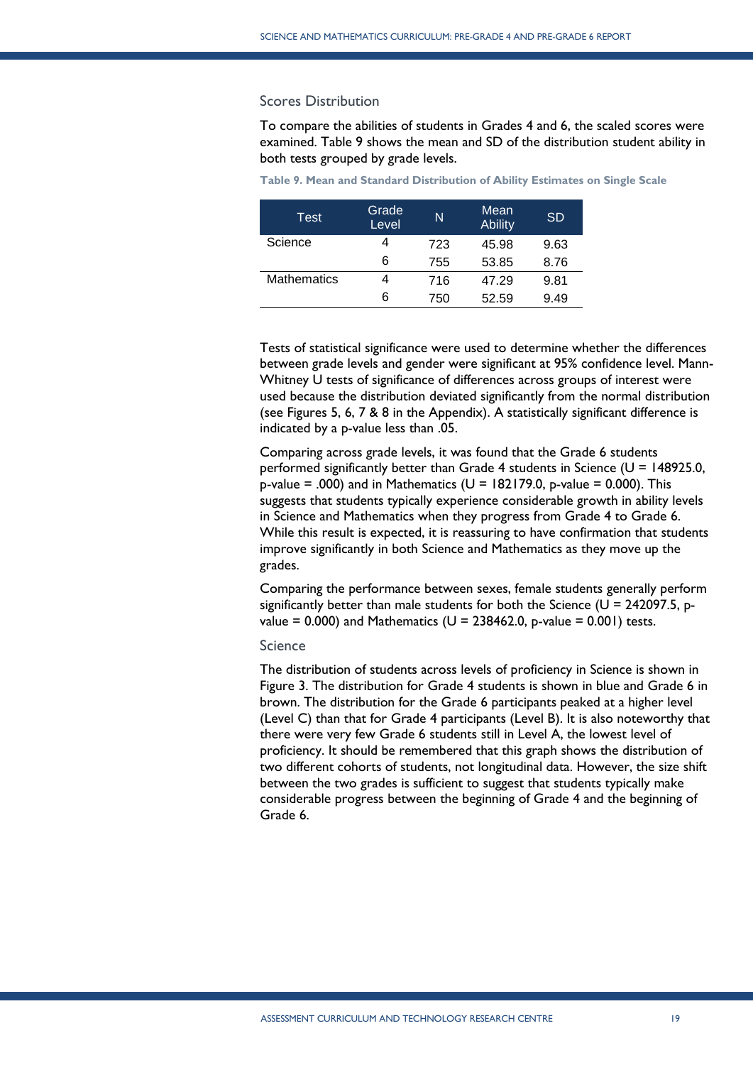### Scores Distribution

To compare the abilities of students in Grades 4 and 6, the scaled scores were examined. Table 9 shows the mean and SD of the distribution student ability in both tests grouped by grade levels.

**Table 9. Mean and Standard Distribution of Ability Estimates on Single Scale**

| Test | Grade Level | N | Mean Ability | SD |
|---|---|---|---|---|
| Science | 4 | 723 | 45.98 | 9.63 |
| | 6 | 755 | 53.85 | 8.76 |
| Mathematics | 4 | 716 | 47.29 | 9.81 |
| | 6 | 750 | 52.59 | 9.49 |

Tests of statistical significance were used to determine whether the differences between grade levels and gender were significant at 95% confidence level. Mann-Whitney U tests of significance of differences across groups of interest were used because the distribution deviated significantly from the normal distribution (see Figures 5, 6, 7 & 8 in the Appendix). A statistically significant difference is indicated by a p-value less than .05.

Comparing across grade levels, it was found that the Grade 6 students performed significantly better than Grade 4 students in Science (U = 148925.0, p-value = .000) and in Mathematics (U = 182179.0, p-value = 0.000). This suggests that students typically experience considerable growth in ability levels in Science and Mathematics when they progress from Grade 4 to Grade 6. While this result is expected, it is reassuring to have confirmation that students improve significantly in both Science and Mathematics as they move up the grades.

Comparing the performance between sexes, female students generally perform significantly better than male students for both the Science (U = 242097.5, p-value = 0.000) and Mathematics (U = 238462.0, p-value = 0.001) tests.

### Science

The distribution of students across levels of proficiency in Science is shown in Figure 3. The distribution for Grade 4 students is shown in blue and Grade 6 in brown. The distribution for the Grade 6 participants peaked at a higher level (Level C) than that for Grade 4 participants (Level B). It is also noteworthy that there were very few Grade 6 students still in Level A, the lowest level of proficiency. It should be remembered that this graph shows the distribution of two different cohorts of students, not longitudinal data. However, the size shift between the two grades is sufficient to suggest that students typically make considerable progress between the beginning of Grade 4 and the beginning of Grade 6.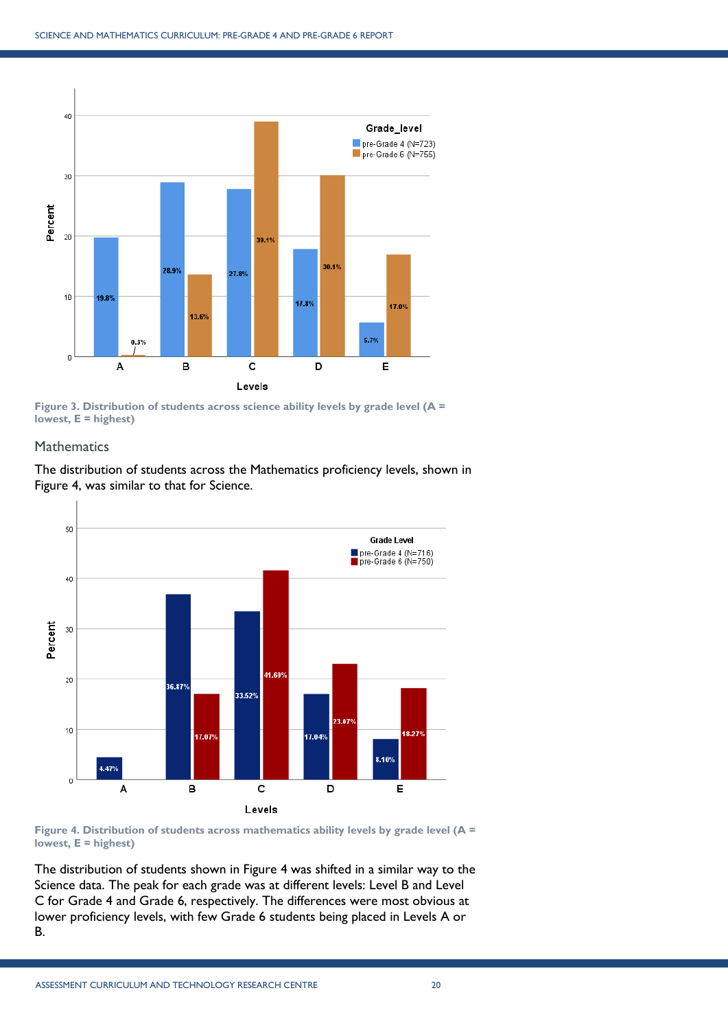Figure 3. Distribution of students across science ability levels by grade level (A = lowest, E = highest)

## Mathematics

The distribution of students across the Mathematics proficiency levels, shown in Figure 4, was similar to that for Science.

Figure 4. Distribution of students across mathematics ability levels by grade level (A = lowest, E = highest)

The distribution of students shown in Figure 4 was shifted in a similar way to the Science data. The peak for each grade was at different levels: Level B and Level C for Grade 4 and Grade 6, respectively. The differences were most obvious at lower proficiency levels, with few Grade 6 students being placed in Levels A or B.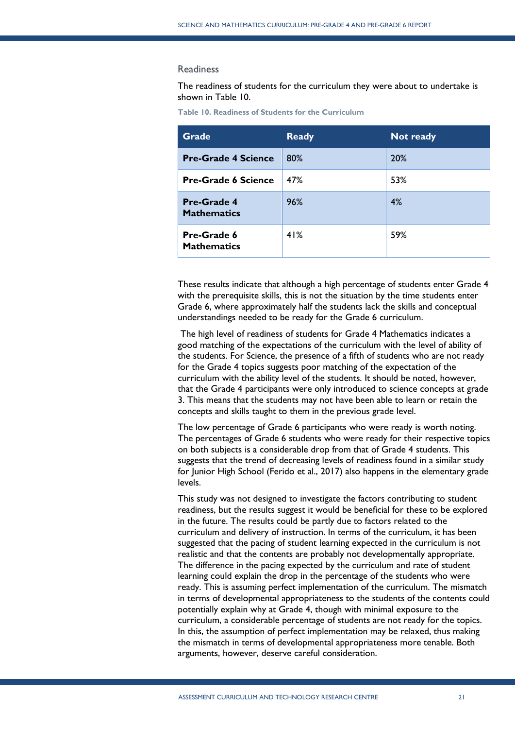### Readiness

The readiness of students for the curriculum they were about to undertake is shown in Table 10.

**Table 10. Readiness of Students for the Curriculum**

| Grade | Ready | Not ready |
| --- | --- | --- |
| **Pre-Grade 4 Science** | 80% | 20% |
| **Pre-Grade 6 Science** | 47% | 53% |
| **Pre-Grade 4 Mathematics** | 96% | 4% |
| **Pre-Grade 6 Mathematics** | 41% | 59% |

These results indicate that although a high percentage of students enter Grade 4 with the prerequisite skills, this is not the situation by the time students enter Grade 6, where approximately half the students lack the skills and conceptual understandings needed to be ready for the Grade 6 curriculum.

The high level of readiness of students for Grade 4 Mathematics indicates a good matching of the expectations of the curriculum with the level of ability of the students. For Science, the presence of a fifth of students who are not ready for the Grade 4 topics suggests poor matching of the expectation of the curriculum with the ability level of the students. It should be noted, however, that the Grade 4 participants were only introduced to science concepts at grade 3. This means that the students may not have been able to learn or retain the concepts and skills taught to them in the previous grade level.

The low percentage of Grade 6 participants who were ready is worth noting. The percentages of Grade 6 students who were ready for their respective topics on both subjects is a considerable drop from that of Grade 4 students. This suggests that the trend of decreasing levels of readiness found in a similar study for Junior High School (Ferido et al., 2017) also happens in the elementary grade levels.

This study was not designed to investigate the factors contributing to student readiness, but the results suggest it would be beneficial for these to be explored in the future. The results could be partly due to factors related to the curriculum and delivery of instruction. In terms of the curriculum, it has been suggested that the pacing of student learning expected in the curriculum is not realistic and that the contents are probably not developmentally appropriate. The difference in the pacing expected by the curriculum and rate of student learning could explain the drop in the percentage of the students who were ready. This is assuming perfect implementation of the curriculum. The mismatch in terms of developmental appropriateness to the students of the contents could potentially explain why at Grade 4, though with minimal exposure to the curriculum, a considerable percentage of students are not ready for the topics. In this, the assumption of perfect implementation may be relaxed, thus making the mismatch in terms of developmental appropriateness more tenable. Both arguments, however, deserve careful consideration.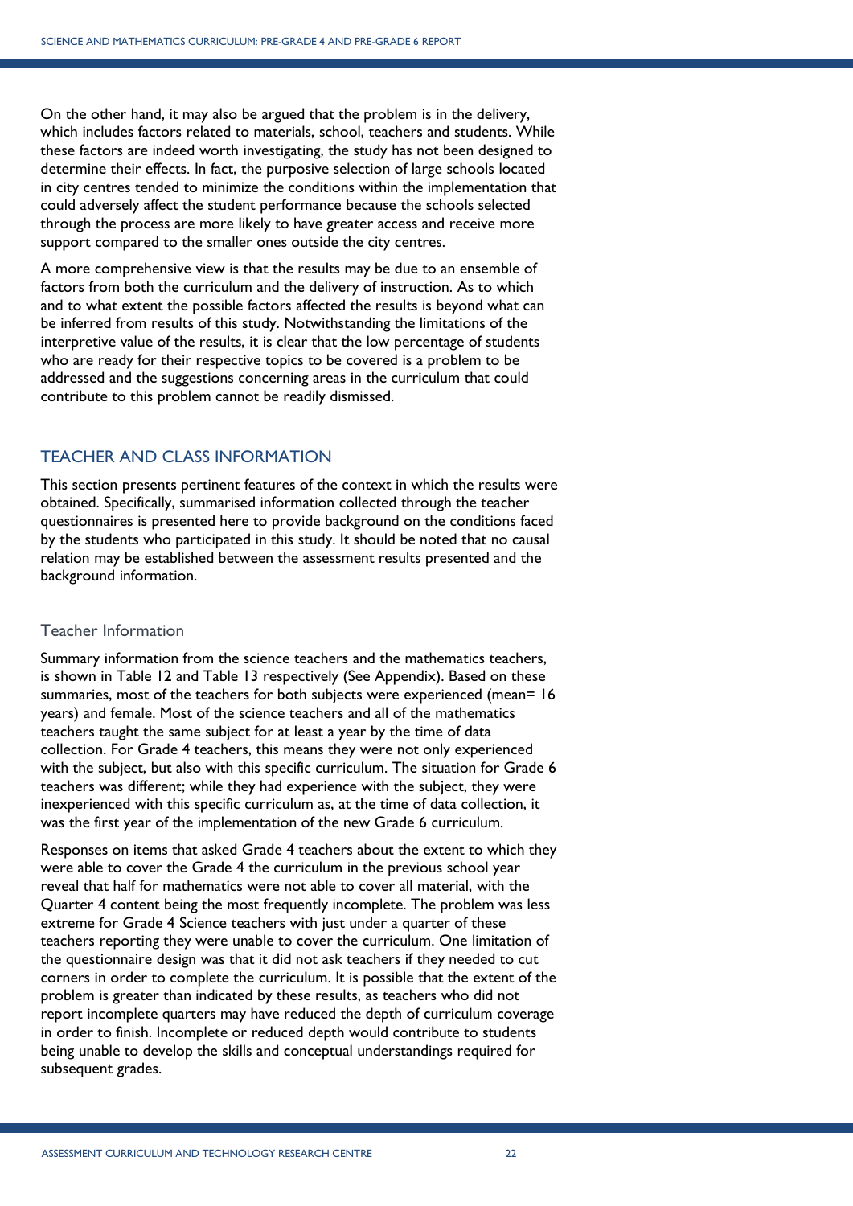On the other hand, it may also be argued that the problem is in the delivery, which includes factors related to materials, school, teachers and students. While these factors are indeed worth investigating, the study has not been designed to determine their effects. In fact, the purposive selection of large schools located in city centres tended to minimize the conditions within the implementation that could adversely affect the student performance because the schools selected through the process are more likely to have greater access and receive more support compared to the smaller ones outside the city centres.

A more comprehensive view is that the results may be due to an ensemble of factors from both the curriculum and the delivery of instruction. As to which and to what extent the possible factors affected the results is beyond what can be inferred from results of this study. Notwithstanding the limitations of the interpretive value of the results, it is clear that the low percentage of students who are ready for their respective topics to be covered is a problem to be addressed and the suggestions concerning areas in the curriculum that could contribute to this problem cannot be readily dismissed.

## TEACHER AND CLASS INFORMATION

This section presents pertinent features of the context in which the results were obtained. Specifically, summarised information collected through the teacher questionnaires is presented here to provide background on the conditions faced by the students who participated in this study. It should be noted that no causal relation may be established between the assessment results presented and the background information.

### Teacher Information

Summary information from the science teachers and the mathematics teachers, is shown in Table 12 and Table 13 respectively (See Appendix). Based on these summaries, most of the teachers for both subjects were experienced (mean= 16 years) and female. Most of the science teachers and all of the mathematics teachers taught the same subject for at least a year by the time of data collection. For Grade 4 teachers, this means they were not only experienced with the subject, but also with this specific curriculum. The situation for Grade 6 teachers was different; while they had experience with the subject, they were inexperienced with this specific curriculum as, at the time of data collection, it was the first year of the implementation of the new Grade 6 curriculum.

Responses on items that asked Grade 4 teachers about the extent to which they were able to cover the Grade 4 the curriculum in the previous school year reveal that half for mathematics were not able to cover all material, with the Quarter 4 content being the most frequently incomplete. The problem was less extreme for Grade 4 Science teachers with just under a quarter of these teachers reporting they were unable to cover the curriculum. One limitation of the questionnaire design was that it did not ask teachers if they needed to cut corners in order to complete the curriculum. It is possible that the extent of the problem is greater than indicated by these results, as teachers who did not report incomplete quarters may have reduced the depth of curriculum coverage in order to finish. Incomplete or reduced depth would contribute to students being unable to develop the skills and conceptual understandings required for subsequent grades.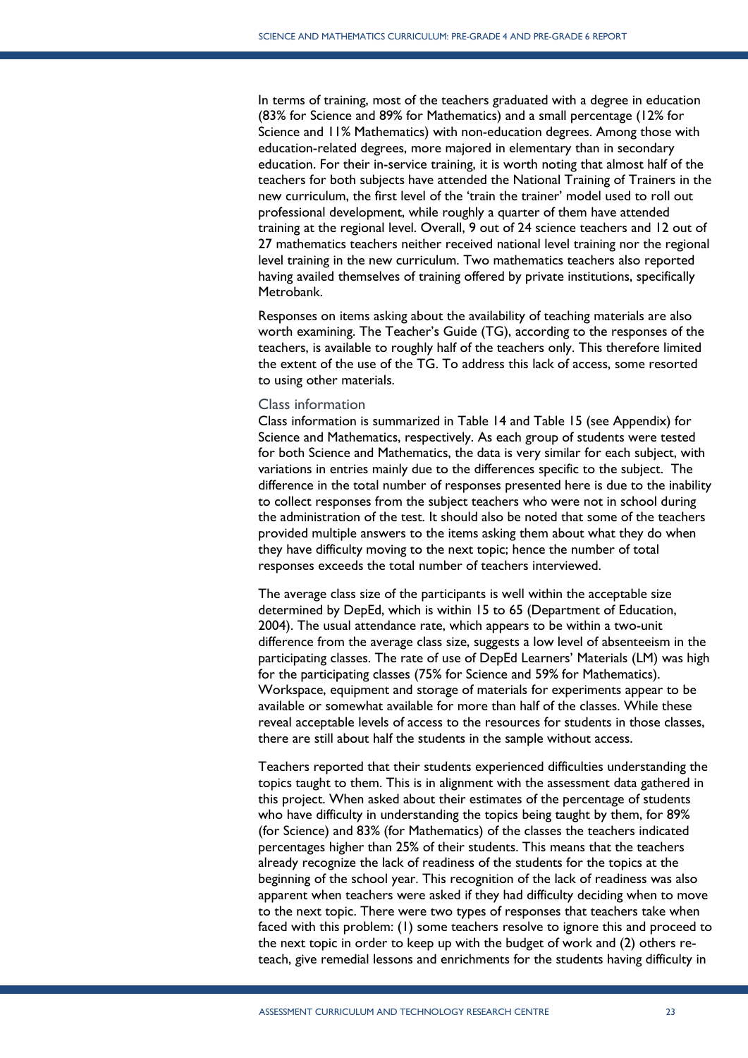In terms of training, most of the teachers graduated with a degree in education (83% for Science and 89% for Mathematics) and a small percentage (12% for Science and 11% Mathematics) with non-education degrees. Among those with education-related degrees, more majored in elementary than in secondary education. For their in-service training, it is worth noting that almost half of the teachers for both subjects have attended the National Training of Trainers in the new curriculum, the first level of the 'train the trainer' model used to roll out professional development, while roughly a quarter of them have attended training at the regional level. Overall, 9 out of 24 science teachers and 12 out of 27 mathematics teachers neither received national level training nor the regional level training in the new curriculum. Two mathematics teachers also reported having availed themselves of training offered by private institutions, specifically Metrobank.

Responses on items asking about the availability of teaching materials are also worth examining. The Teacher's Guide (TG), according to the responses of the teachers, is available to roughly half of the teachers only. This therefore limited the extent of the use of the TG. To address this lack of access, some resorted to using other materials.

### Class information

Class information is summarized in Table 14 and Table 15 (see Appendix) for Science and Mathematics, respectively. As each group of students were tested for both Science and Mathematics, the data is very similar for each subject, with variations in entries mainly due to the differences specific to the subject. The difference in the total number of responses presented here is due to the inability to collect responses from the subject teachers who were not in school during the administration of the test. It should also be noted that some of the teachers provided multiple answers to the items asking them about what they do when they have difficulty moving to the next topic; hence the number of total responses exceeds the total number of teachers interviewed.

The average class size of the participants is well within the acceptable size determined by DepEd, which is within 15 to 65 (Department of Education, 2004). The usual attendance rate, which appears to be within a two-unit difference from the average class size, suggests a low level of absenteeism in the participating classes. The rate of use of DepEd Learners' Materials (LM) was high for the participating classes (75% for Science and 59% for Mathematics). Workspace, equipment and storage of materials for experiments appear to be available or somewhat available for more than half of the classes. While these reveal acceptable levels of access to the resources for students in those classes, there are still about half the students in the sample without access.

Teachers reported that their students experienced difficulties understanding the topics taught to them. This is in alignment with the assessment data gathered in this project. When asked about their estimates of the percentage of students who have difficulty in understanding the topics being taught by them, for 89% (for Science) and 83% (for Mathematics) of the classes the teachers indicated percentages higher than 25% of their students. This means that the teachers already recognize the lack of readiness of the students for the topics at the beginning of the school year. This recognition of the lack of readiness was also apparent when teachers were asked if they had difficulty deciding when to move to the next topic. There were two types of responses that teachers take when faced with this problem: (1) some teachers resolve to ignore this and proceed to the next topic in order to keep up with the budget of work and (2) others re-teach, give remedial lessons and enrichments for the students having difficulty in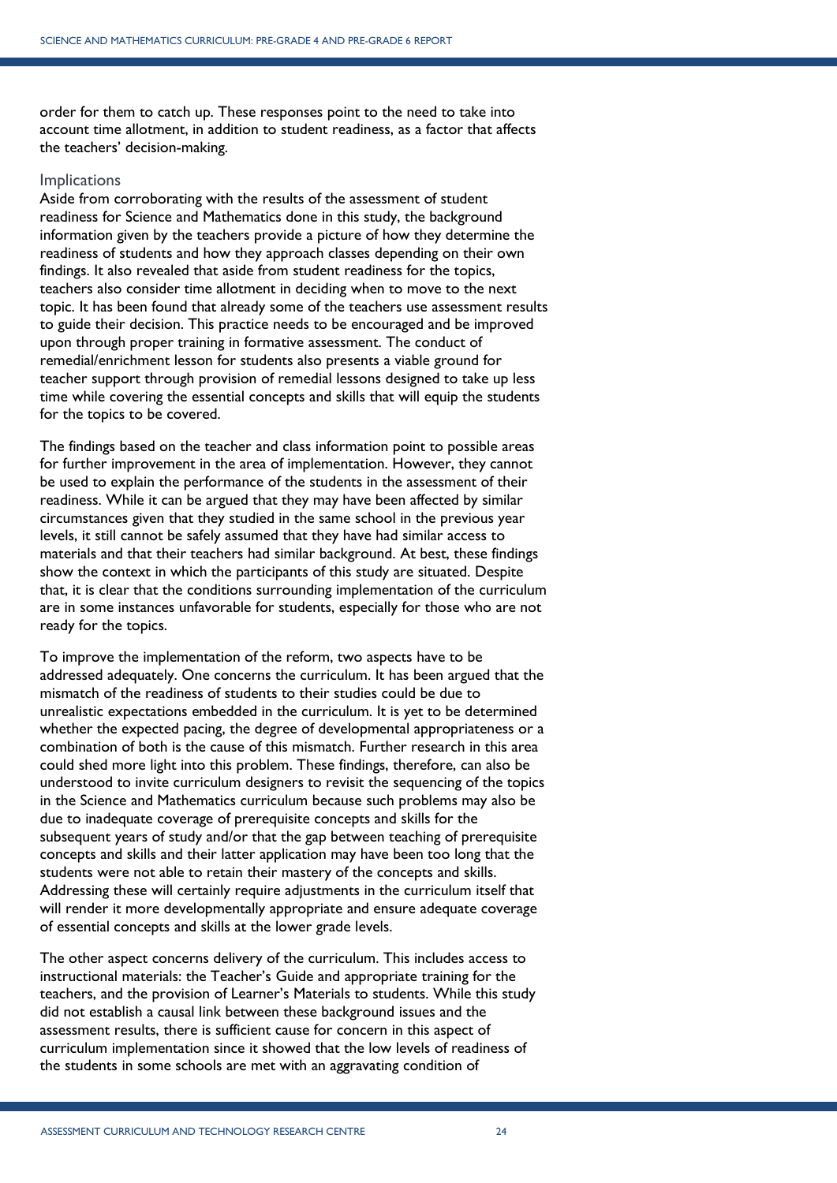order for them to catch up. These responses point to the need to take into account time allotment, in addition to student readiness, as a factor that affects the teachers' decision-making.

### Implications

Aside from corroborating with the results of the assessment of student readiness for Science and Mathematics done in this study, the background information given by the teachers provide a picture of how they determine the readiness of students and how they approach classes depending on their own findings. It also revealed that aside from student readiness for the topics, teachers also consider time allotment in deciding when to move to the next topic. It has been found that already some of the teachers use assessment results to guide their decision. This practice needs to be encouraged and be improved upon through proper training in formative assessment. The conduct of remedial/enrichment lesson for students also presents a viable ground for teacher support through provision of remedial lessons designed to take up less time while covering the essential concepts and skills that will equip the students for the topics to be covered.

The findings based on the teacher and class information point to possible areas for further improvement in the area of implementation. However, they cannot be used to explain the performance of the students in the assessment of their readiness. While it can be argued that they may have been affected by similar circumstances given that they studied in the same school in the previous year levels, it still cannot be safely assumed that they have had similar access to materials and that their teachers had similar background. At best, these findings show the context in which the participants of this study are situated. Despite that, it is clear that the conditions surrounding implementation of the curriculum are in some instances unfavorable for students, especially for those who are not ready for the topics.

To improve the implementation of the reform, two aspects have to be addressed adequately. One concerns the curriculum. It has been argued that the mismatch of the readiness of students to their studies could be due to unrealistic expectations embedded in the curriculum. It is yet to be determined whether the expected pacing, the degree of developmental appropriateness or a combination of both is the cause of this mismatch. Further research in this area could shed more light into this problem. These findings, therefore, can also be understood to invite curriculum designers to revisit the sequencing of the topics in the Science and Mathematics curriculum because such problems may also be due to inadequate coverage of prerequisite concepts and skills for the subsequent years of study and/or that the gap between teaching of prerequisite concepts and skills and their latter application may have been too long that the students were not able to retain their mastery of the concepts and skills. Addressing these will certainly require adjustments in the curriculum itself that will render it more developmentally appropriate and ensure adequate coverage of essential concepts and skills at the lower grade levels.

The other aspect concerns delivery of the curriculum. This includes access to instructional materials: the Teacher's Guide and appropriate training for the teachers, and the provision of Learner's Materials to students. While this study did not establish a causal link between these background issues and the assessment results, there is sufficient cause for concern in this aspect of curriculum implementation since it showed that the low levels of readiness of the students in some schools are met with an aggravating condition of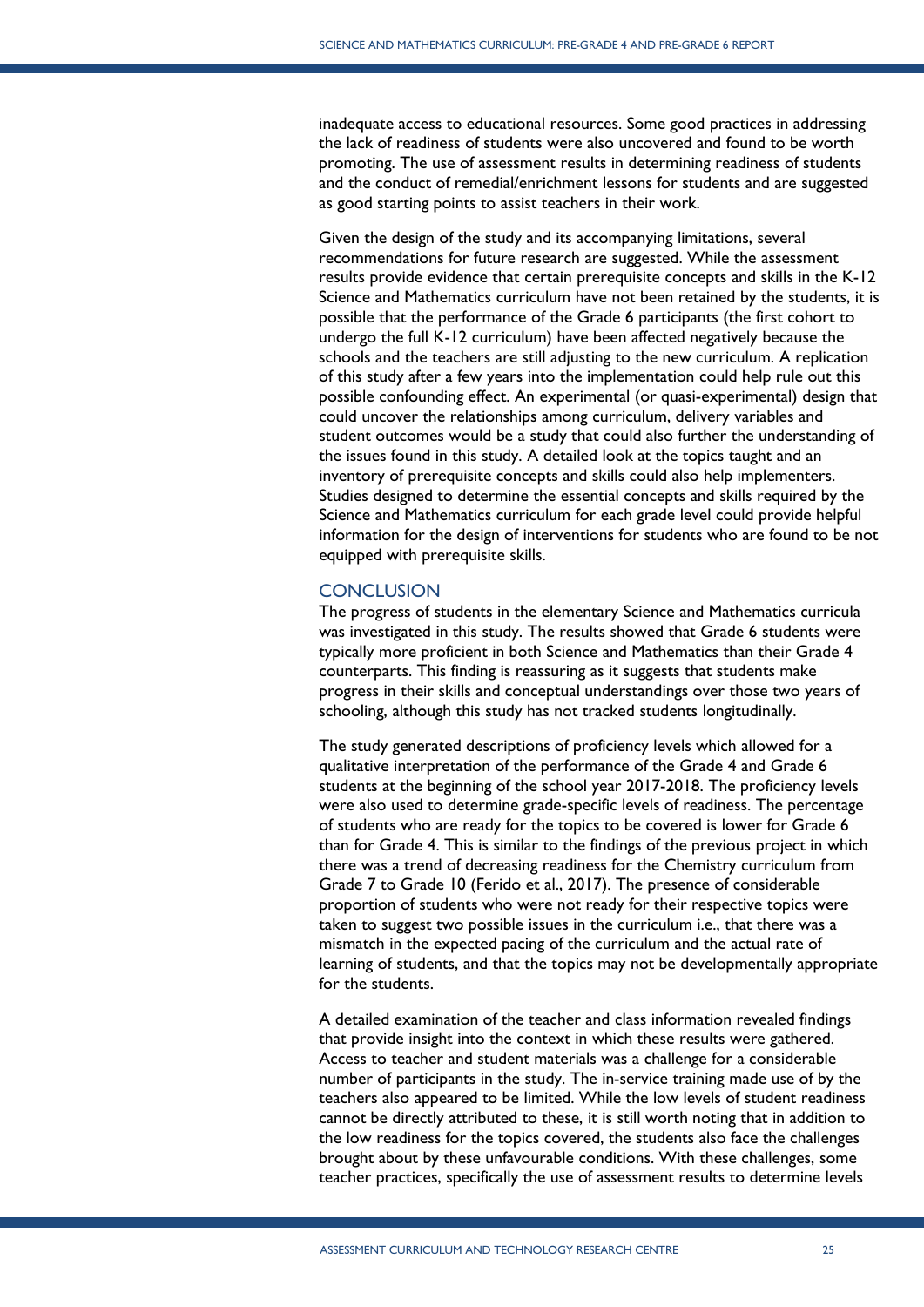inadequate access to educational resources. Some good practices in addressing the lack of readiness of students were also uncovered and found to be worth promoting. The use of assessment results in determining readiness of students and the conduct of remedial/enrichment lessons for students and are suggested as good starting points to assist teachers in their work.

Given the design of the study and its accompanying limitations, several recommendations for future research are suggested. While the assessment results provide evidence that certain prerequisite concepts and skills in the K-12 Science and Mathematics curriculum have not been retained by the students, it is possible that the performance of the Grade 6 participants (the first cohort to undergo the full K-12 curriculum) have been affected negatively because the schools and the teachers are still adjusting to the new curriculum. A replication of this study after a few years into the implementation could help rule out this possible confounding effect. An experimental (or quasi-experimental) design that could uncover the relationships among curriculum, delivery variables and student outcomes would be a study that could also further the understanding of the issues found in this study. A detailed look at the topics taught and an inventory of prerequisite concepts and skills could also help implementers. Studies designed to determine the essential concepts and skills required by the Science and Mathematics curriculum for each grade level could provide helpful information for the design of interventions for students who are found to be not equipped with prerequisite skills.

## CONCLUSION

The progress of students in the elementary Science and Mathematics curricula was investigated in this study. The results showed that Grade 6 students were typically more proficient in both Science and Mathematics than their Grade 4 counterparts. This finding is reassuring as it suggests that students make progress in their skills and conceptual understandings over those two years of schooling, although this study has not tracked students longitudinally.

The study generated descriptions of proficiency levels which allowed for a qualitative interpretation of the performance of the Grade 4 and Grade 6 students at the beginning of the school year 2017-2018. The proficiency levels were also used to determine grade-specific levels of readiness. The percentage of students who are ready for the topics to be covered is lower for Grade 6 than for Grade 4. This is similar to the findings of the previous project in which there was a trend of decreasing readiness for the Chemistry curriculum from Grade 7 to Grade 10 (Ferido et al., 2017). The presence of considerable proportion of students who were not ready for their respective topics were taken to suggest two possible issues in the curriculum i.e., that there was a mismatch in the expected pacing of the curriculum and the actual rate of learning of students, and that the topics may not be developmentally appropriate for the students.

A detailed examination of the teacher and class information revealed findings that provide insight into the context in which these results were gathered. Access to teacher and student materials was a challenge for a considerable number of participants in the study. The in-service training made use of by the teachers also appeared to be limited. While the low levels of student readiness cannot be directly attributed to these, it is still worth noting that in addition to the low readiness for the topics covered, the students also face the challenges brought about by these unfavourable conditions. With these challenges, some teacher practices, specifically the use of assessment results to determine levels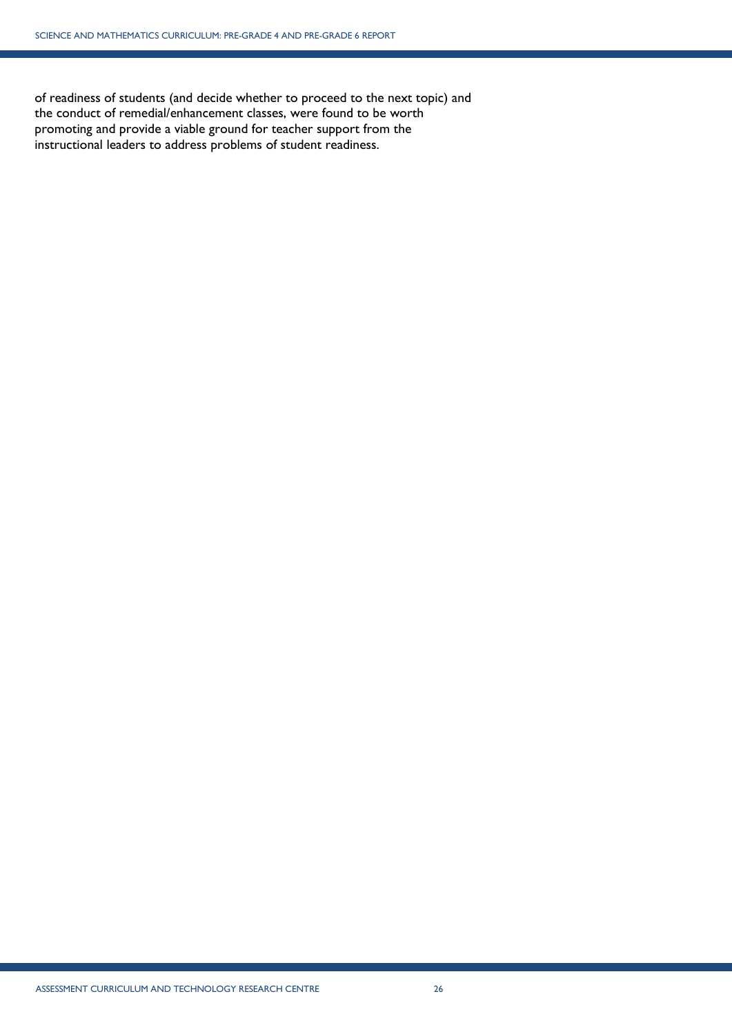of readiness of students (and decide whether to proceed to the next topic) and the conduct of remedial/enhancement classes, were found to be worth promoting and provide a viable ground for teacher support from the instructional leaders to address problems of student readiness.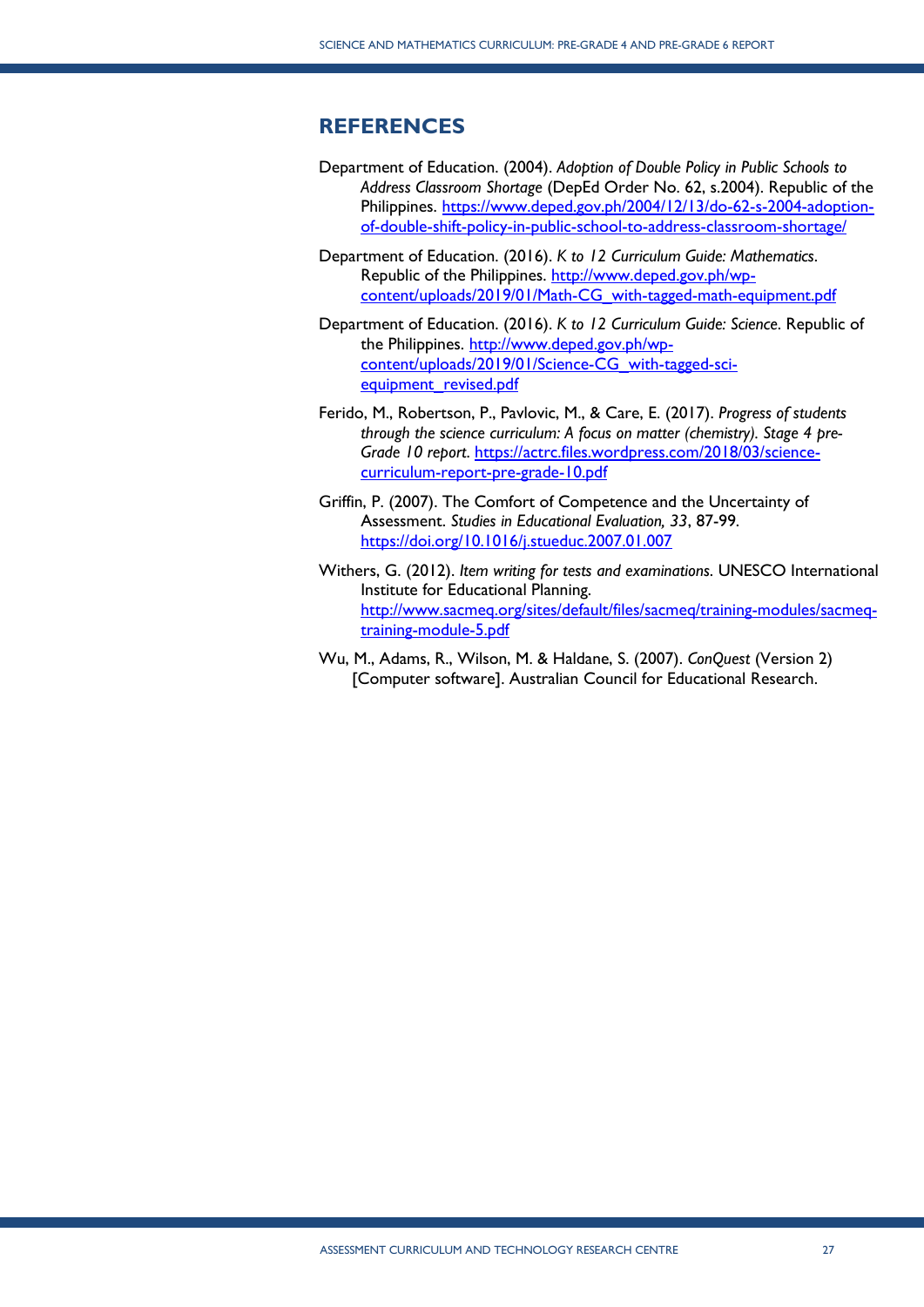## REFERENCES

Department of Education. (2004). *Adoption of Double Policy in Public Schools to Address Classroom Shortage* (DepEd Order No. 62, s.2004). Republic of the Philippines. https://www.deped.gov.ph/2004/12/13/do-62-s-2004-adoption-of-double-shift-policy-in-public-school-to-address-classroom-shortage/

Department of Education. (2016). *K to 12 Curriculum Guide: Mathematics*. Republic of the Philippines. http://www.deped.gov.ph/wp-content/uploads/2019/01/Math-CG_with-tagged-math-equipment.pdf

Department of Education. (2016). *K to 12 Curriculum Guide: Science*. Republic of the Philippines. http://www.deped.gov.ph/wp-content/uploads/2019/01/Science-CG_with-tagged-sci-equipment_revised.pdf

Ferido, M., Robertson, P., Pavlovic, M., & Care, E. (2017). *Progress of students through the science curriculum: A focus on matter (chemistry). Stage 4 pre-Grade 10 report*. https://actrc.files.wordpress.com/2018/03/science-curriculum-report-pre-grade-10.pdf

Griffin, P. (2007). The Comfort of Competence and the Uncertainty of Assessment. *Studies in Educational Evaluation, 33*, 87-99. https://doi.org/10.1016/j.stueduc.2007.01.007

Withers, G. (2012). *Item writing for tests and examinations*. UNESCO International Institute for Educational Planning. http://www.sacmeq.org/sites/default/files/sacmeq/training-modules/sacmeq-training-module-5.pdf

Wu, M., Adams, R., Wilson, M. & Haldane, S. (2007). *ConQuest* (Version 2) [Computer software]. Australian Council for Educational Research.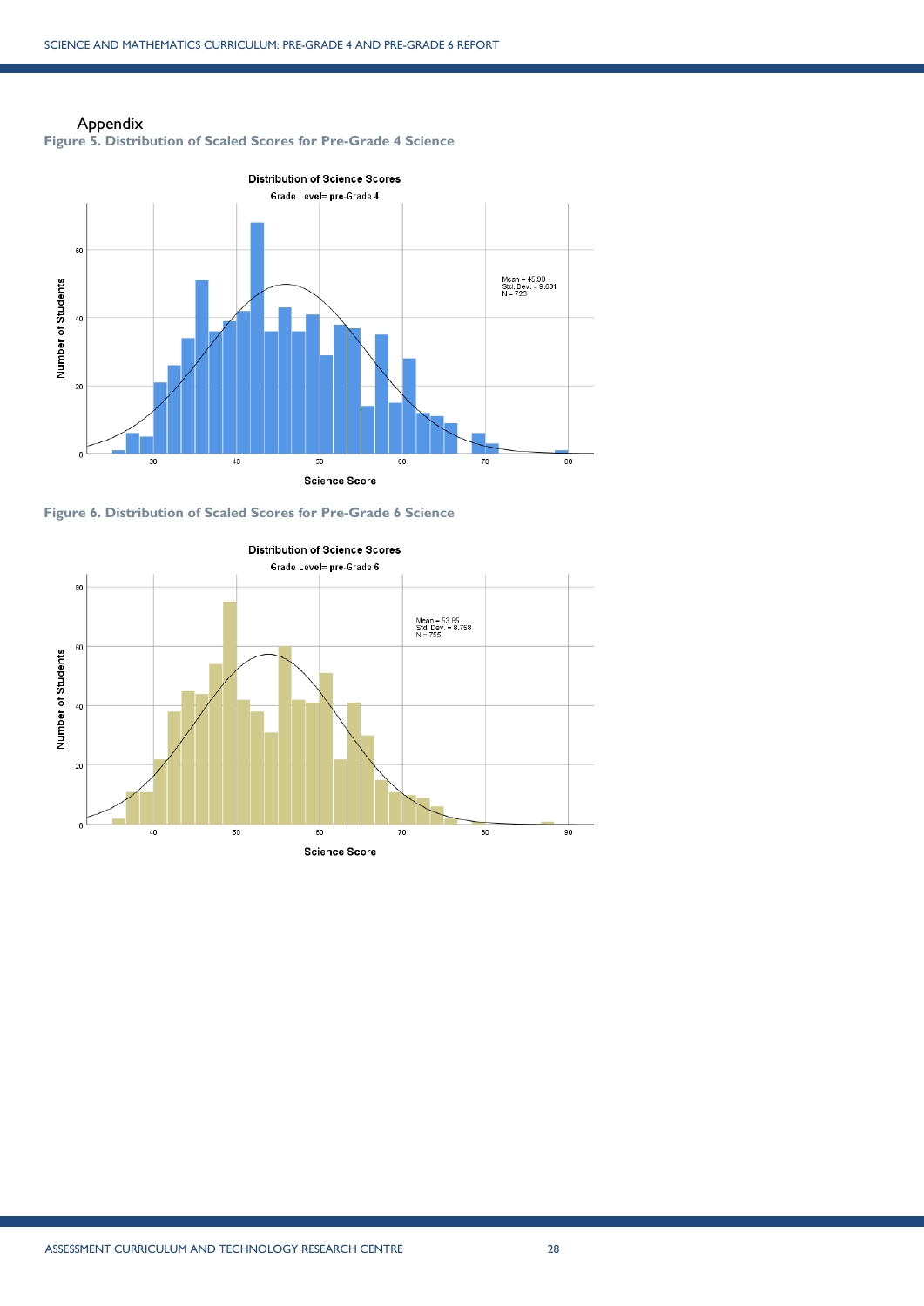Appendix

**Figure 5. Distribution of Scaled Scores for Pre-Grade 4 Science**

Distribution of Science Scores

Grade Level= pre-Grade 4

Mean = 45.98
Std. Dev. = 9.631
N = 723

Number of Students

Science Score

**Figure 6. Distribution of Scaled Scores for Pre-Grade 6 Science**

Distribution of Science Scores

Grade Level= pre-Grade 6

Mean = 53.85
Std. Dev. = 8.758
N = 755

Number of Students

Science Score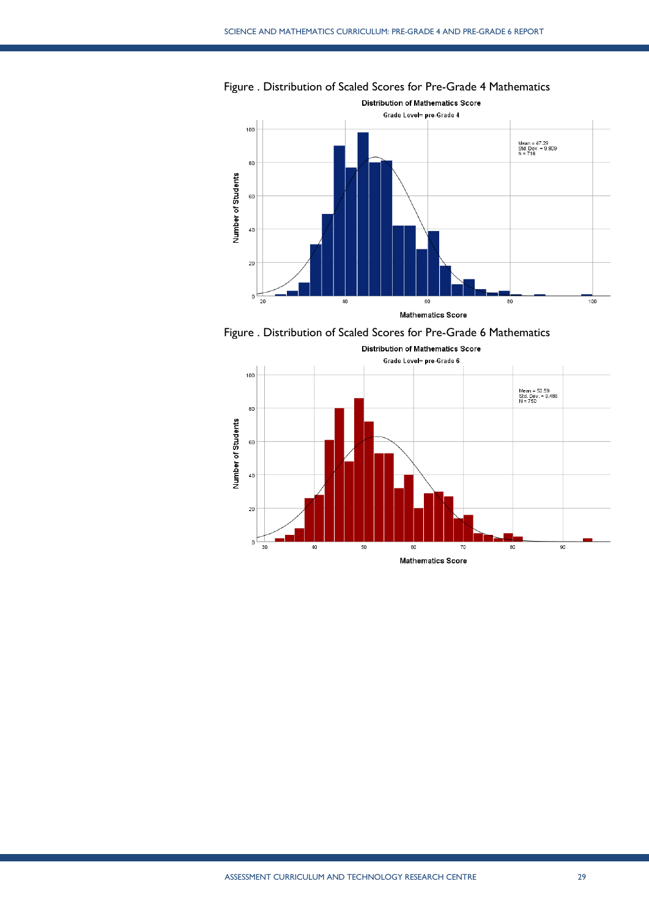Figure . Distribution of Scaled Scores for Pre-Grade 4 Mathematics

Figure . Distribution of Scaled Scores for Pre-Grade 6 Mathematics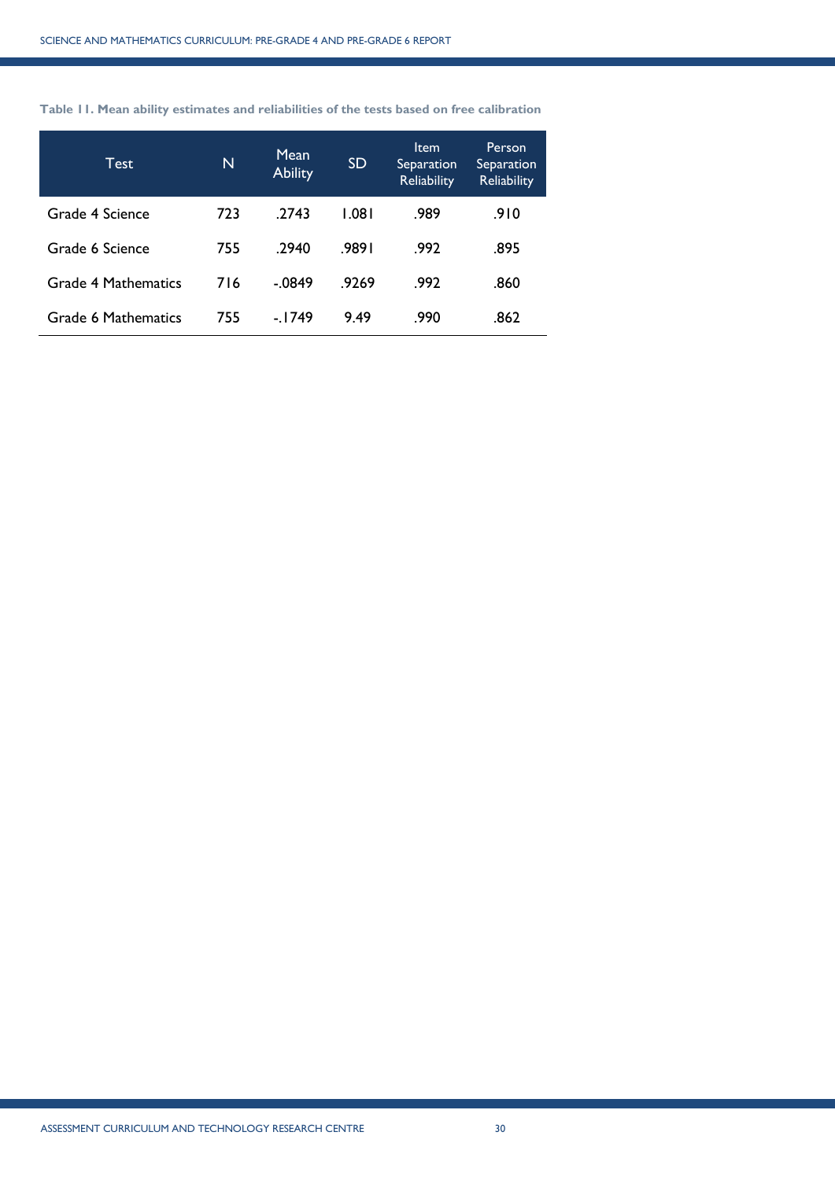**Table 11. Mean ability estimates and reliabilities of the tests based on free calibration**

| Test | N | Mean Ability | SD | Item Separation Reliability | Person Separation Reliability |
|---|---|---|---|---|---|
| Grade 4 Science | 723 | .2743 | 1.081 | .989 | .910 |
| Grade 6 Science | 755 | .2940 | .9891 | .992 | .895 |
| Grade 4 Mathematics | 716 | -.0849 | .9269 | .992 | .860 |
| Grade 6 Mathematics | 755 | -.1749 | 9.49 | .990 | .862 |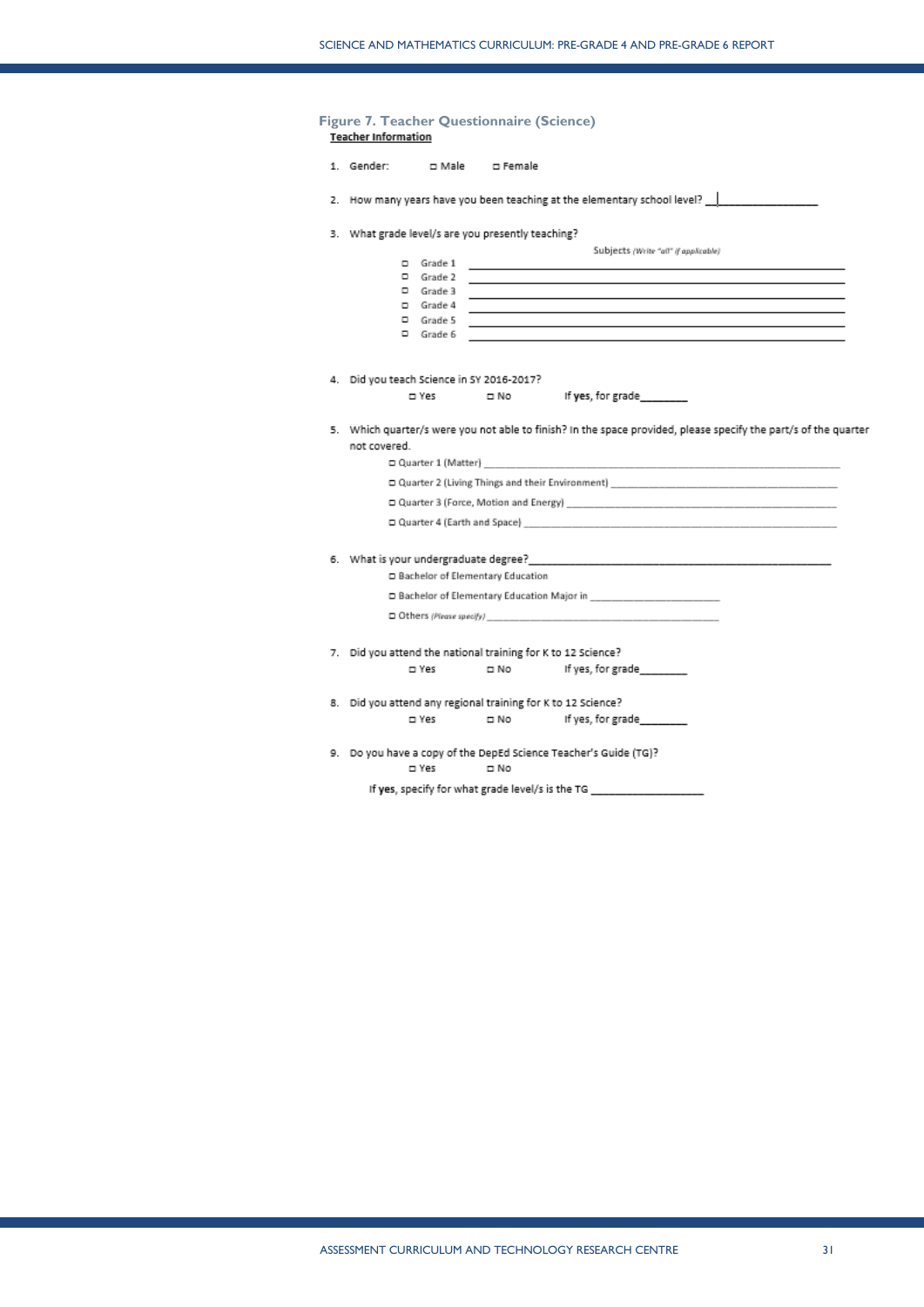**Figure 7. Teacher Questionnaire (Science)**

**Teacher Information**

1. Gender: ☐ Male ☐ Female

2. How many years have you been teaching at the elementary school level? ________________

3. What grade level/s are you presently teaching?

   Subjects *(Write "all" if applicable)*

   - ☐ Grade 1 ________________
   - ☐ Grade 2 ________________
   - ☐ Grade 3 ________________
   - ☐ Grade 4 ________________
   - ☐ Grade 5 ________________
   - ☐ Grade 6 ________________

4. Did you teach Science in SY 2016-2017?

   ☐ Yes ☐ No If **yes**, for grade________

5. Which quarter/s were you not able to finish? In the space provided, please specify the part/s of the quarter not covered.

   - ☐ Quarter 1 (Matter) ________________
   - ☐ Quarter 2 (Living Things and their Environment) ________________
   - ☐ Quarter 3 (Force, Motion and Energy) ________________
   - ☐ Quarter 4 (Earth and Space) ________________

6. What is your undergraduate degree?________________

   - ☐ Bachelor of Elementary Education
   - ☐ Bachelor of Elementary Education Major in ________________
   - ☐ Others *(Please specify)* ________________

7. Did you attend the national training for K to 12 Science?

   ☐ Yes ☐ No If yes, for grade________

8. Did you attend any regional training for K to 12 Science?

   ☐ Yes ☐ No If yes, for grade________

9. Do you have a copy of the DepEd Science Teacher's Guide (TG)?

   ☐ Yes ☐ No

   If **yes**, specify for what grade level/s is the TG ________________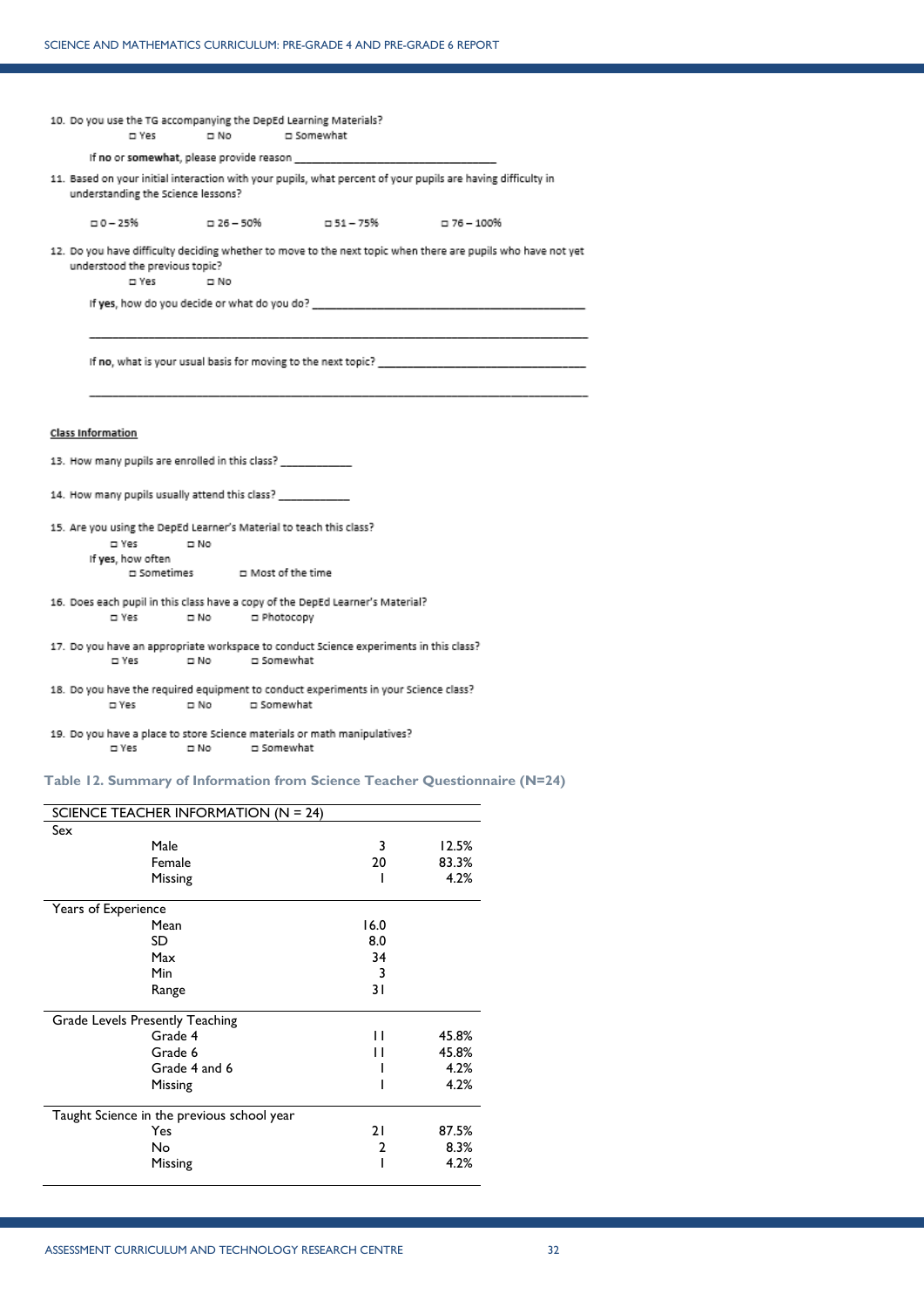10. Do you use the TG accompanying the DepEd Learning Materials?

    ◻ Yes ◻ No ◻ Somewhat

    If **no** or **somewhat**, please provide reason ___________________________

11. Based on your initial interaction with your pupils, what percent of your pupils are having difficulty in understanding the Science lessons?

    ◻ 0 – 25% ◻ 26 – 50% ◻ 51 – 75% ◻ 76 – 100%

12. Do you have difficulty deciding whether to move to the next topic when there are pupils who have not yet understood the previous topic?

    ◻ Yes ◻ No

    If **yes**, how do you decide or what do you do? ___________________________

    ___________________________

    If **no**, what is your usual basis for moving to the next topic? ___________________________

    ___________________________

**Class Information**

13. How many pupils are enrolled in this class? ___________

14. How many pupils usually attend this class? ___________

15. Are you using the DepEd Learner's Material to teach this class?

    ◻ Yes ◻ No

    If **yes**, how often

    ◻ Sometimes ◻ Most of the time

16. Does each pupil in this class have a copy of the DepEd Learner's Material?

    ◻ Yes ◻ No ◻ Photocopy

17. Do you have an appropriate workspace to conduct Science experiments in this class?

    ◻ Yes ◻ No ◻ Somewhat

18. Do you have the required equipment to conduct experiments in your Science class?

    ◻ Yes ◻ No ◻ Somewhat

19. Do you have a place to store Science materials or math manipulatives?

    ◻ Yes ◻ No ◻ Somewhat

**Table 12. Summary of Information from Science Teacher Questionnaire (N=24)**

| SCIENCE TEACHER INFORMATION (N = 24) | | | |
|---|---|---|---|
| Sex | | | |
| | Male | 3 | 12.5% |
| | Female | 20 | 83.3% |
| | Missing | 1 | 4.2% |
| Years of Experience | | | |
| | Mean | 16.0 | |
| | SD | 8.0 | |
| | Max | 34 | |
| | Min | 3 | |
| | Range | 31 | |
| Grade Levels Presently Teaching | | | |
| | Grade 4 | 11 | 45.8% |
| | Grade 6 | 11 | 45.8% |
| | Grade 4 and 6 | 1 | 4.2% |
| | Missing | 1 | 4.2% |
| Taught Science in the previous school year | | | |
| | Yes | 21 | 87.5% |
| | No | 2 | 8.3% |
| | Missing | 1 | 4.2% |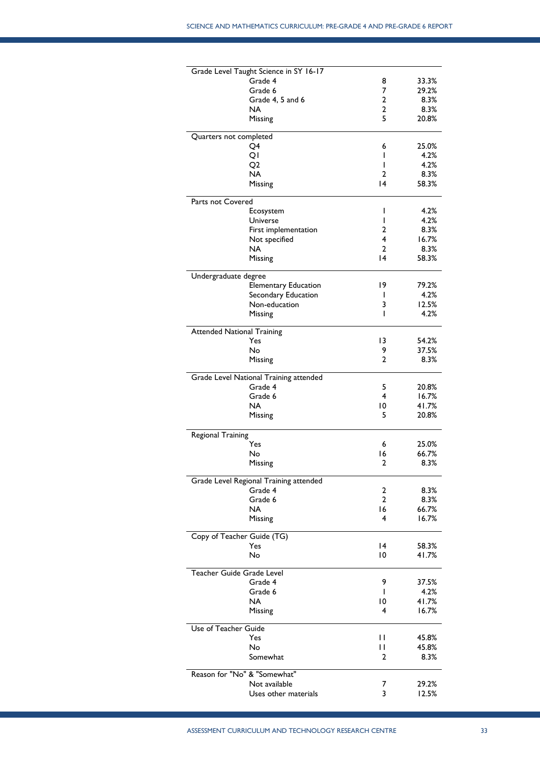| | | |
|---|---|---|
| **Grade Level Taught Science in SY 16-17** | | |
| Grade 4 | 8 | 33.3% |
| Grade 6 | 7 | 29.2% |
| Grade 4, 5 and 6 | 2 | 8.3% |
| NA | 2 | 8.3% |
| Missing | 5 | 20.8% |
| **Quarters not completed** | | |
| Q4 | 6 | 25.0% |
| Q1 | 1 | 4.2% |
| Q2 | 1 | 4.2% |
| NA | 2 | 8.3% |
| Missing | 14 | 58.3% |
| **Parts not Covered** | | |
| Ecosystem | 1 | 4.2% |
| Universe | 1 | 4.2% |
| First implementation | 2 | 8.3% |
| Not specified | 4 | 16.7% |
| NA | 2 | 8.3% |
| Missing | 14 | 58.3% |
| **Undergraduate degree** | | |
| Elementary Education | 19 | 79.2% |
| Secondary Education | 1 | 4.2% |
| Non-education | 3 | 12.5% |
| Missing | 1 | 4.2% |
| **Attended National Training** | | |
| Yes | 13 | 54.2% |
| No | 9 | 37.5% |
| Missing | 2 | 8.3% |
| **Grade Level National Training attended** | | |
| Grade 4 | 5 | 20.8% |
| Grade 6 | 4 | 16.7% |
| NA | 10 | 41.7% |
| Missing | 5 | 20.8% |
| **Regional Training** | | |
| Yes | 6 | 25.0% |
| No | 16 | 66.7% |
| Missing | 2 | 8.3% |
| **Grade Level Regional Training attended** | | |
| Grade 4 | 2 | 8.3% |
| Grade 6 | 2 | 8.3% |
| NA | 16 | 66.7% |
| Missing | 4 | 16.7% |
| **Copy of Teacher Guide (TG)** | | |
| Yes | 14 | 58.3% |
| No | 10 | 41.7% |
| **Teacher Guide Grade Level** | | |
| Grade 4 | 9 | 37.5% |
| Grade 6 | 1 | 4.2% |
| NA | 10 | 41.7% |
| Missing | 4 | 16.7% |
| **Use of Teacher Guide** | | |
| Yes | 11 | 45.8% |
| No | 11 | 45.8% |
| Somewhat | 2 | 8.3% |
| **Reason for "No" & "Somewhat"** | | |
| Not available | 7 | 29.2% |
| Uses other materials | 3 | 12.5% |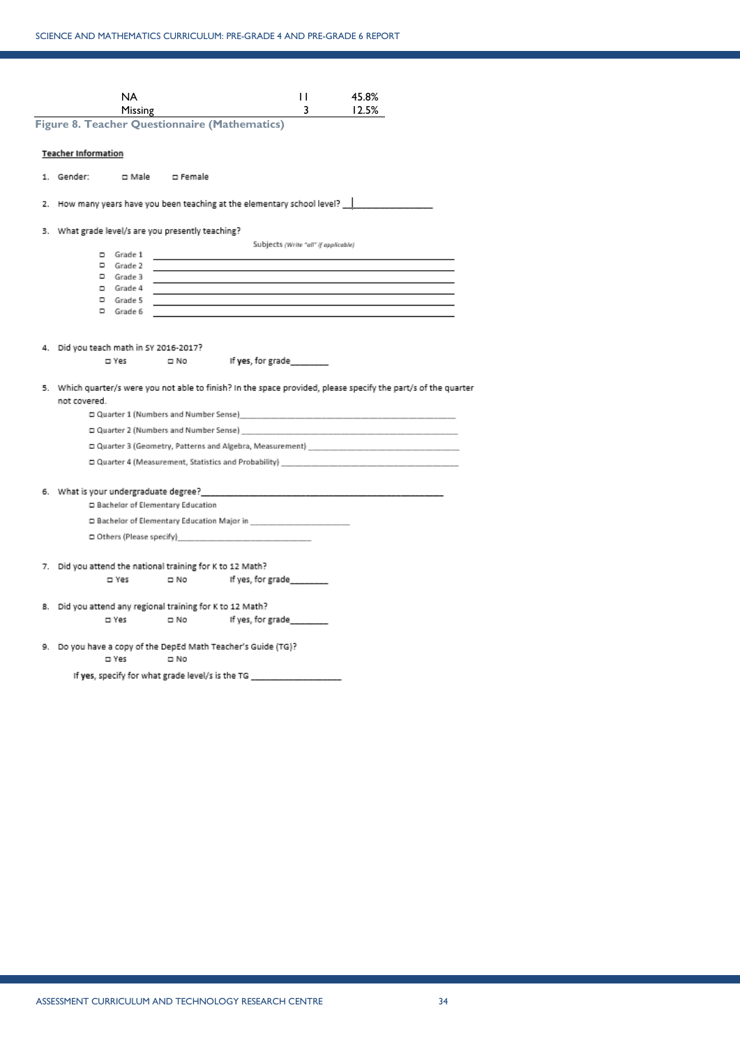| | | |
|---|---|---|
| NA | 11 | 45.8% |
| Missing | 3 | 12.5% |

**Figure 8. Teacher Questionnaire (Mathematics)**

**Teacher Information**

1. Gender: ☐ Male ☐ Female

2. How many years have you been teaching at the elementary school level? ________________

3. What grade level/s are you presently teaching?

   Subjects *(Write "all" if applicable)*

   - ☐ Grade 1 ________________________________
   - ☐ Grade 2 ________________________________
   - ☐ Grade 3 ________________________________
   - ☐ Grade 4 ________________________________
   - ☐ Grade 5 ________________________________
   - ☐ Grade 6 ________________________________

4. Did you teach math in SY 2016-2017?

   ☐ Yes ☐ No If **yes**, for grade________

5. Which quarter/s were you not able to finish? In the space provided, please specify the part/s of the quarter not covered.

   - ☐ Quarter 1 (Numbers and Number Sense)________________________________
   - ☐ Quarter 2 (Numbers and Number Sense) ________________________________
   - ☐ Quarter 3 (Geometry, Patterns and Algebra, Measurement) ________________________________
   - ☐ Quarter 4 (Measurement, Statistics and Probability) ________________________________

6. What is your undergraduate degree?________________________________

   - ☐ Bachelor of Elementary Education
   - ☐ Bachelor of Elementary Education Major in ____________________
   - ☐ Others (Please specify)____________________

7. Did you attend the national training for K to 12 Math?

   ☐ Yes ☐ No If yes, for grade________

8. Did you attend any regional training for K to 12 Math?

   ☐ Yes ☐ No If yes, for grade________

9. Do you have a copy of the DepEd Math Teacher's Guide (TG)?

   ☐ Yes ☐ No

   If **yes**, specify for what grade level/s is the TG ________________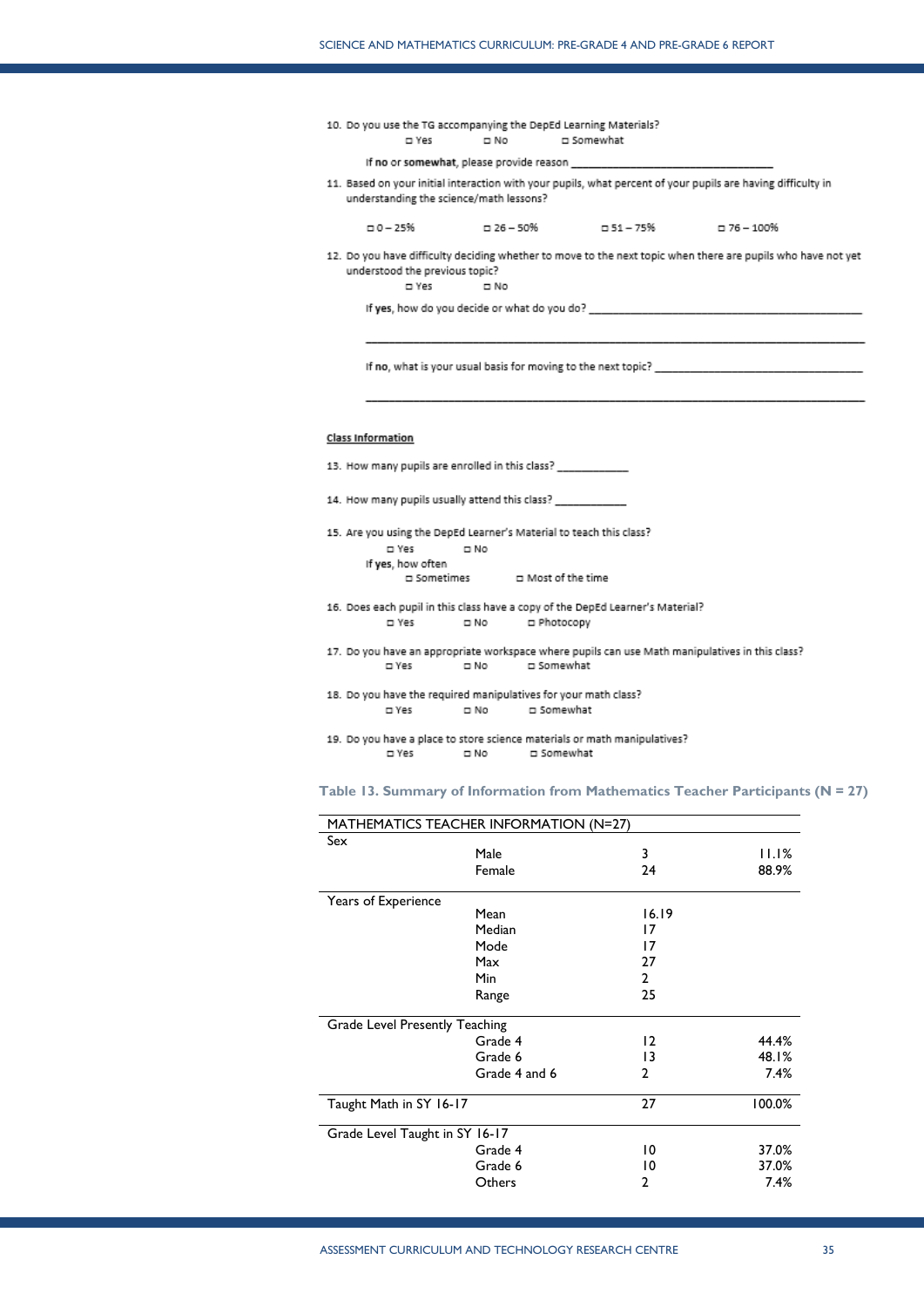10. Do you use the TG accompanying the DepEd Learning Materials?
    - ◻ Yes ◻ No ◻ Somewhat

    If **no** or **somewhat**, please provide reason ________________________________

11. Based on your initial interaction with your pupils, what percent of your pupils are having difficulty in understanding the science/math lessons?
    - ◻ 0 – 25% ◻ 26 – 50% ◻ 51 – 75% ◻ 76 – 100%

12. Do you have difficulty deciding whether to move to the next topic when there are pupils who have not yet understood the previous topic?
    - ◻ Yes ◻ No

    If **yes**, how do you decide or what do you do? ____________________________________________

    ________________________________________________________________________________

    If **no**, what is your usual basis for moving to the next topic? ________________________________

    ________________________________________________________________________________

**Class Information**

13. How many pupils are enrolled in this class? ___________

14. How many pupils usually attend this class? ___________

15. Are you using the DepEd Learner's Material to teach this class?
    - ◻ Yes ◻ No

    If **yes**, how often
    - ◻ Sometimes ◻ Most of the time

16. Does each pupil in this class have a copy of the DepEd Learner's Material?
    - ◻ Yes ◻ No ◻ Photocopy

17. Do you have an appropriate workspace where pupils can use Math manipulatives in this class?
    - ◻ Yes ◻ No ◻ Somewhat

18. Do you have the required manipulatives for your math class?
    - ◻ Yes ◻ No ◻ Somewhat

19. Do you have a place to store science materials or math manipulatives?
    - ◻ Yes ◻ No ◻ Somewhat

**Table 13. Summary of Information from Mathematics Teacher Participants (N = 27)**

| MATHEMATICS TEACHER INFORMATION (N=27) | | | |
|---|---|---|---|
| Sex | | | |
| | Male | 3 | 11.1% |
| | Female | 24 | 88.9% |
| Years of Experience | | | |
| | Mean | 16.19 | |
| | Median | 17 | |
| | Mode | 17 | |
| | Max | 27 | |
| | Min | 2 | |
| | Range | 25 | |
| Grade Level Presently Teaching | | | |
| | Grade 4 | 12 | 44.4% |
| | Grade 6 | 13 | 48.1% |
| | Grade 4 and 6 | 2 | 7.4% |
| Taught Math in SY 16-17 | | 27 | 100.0% |
| Grade Level Taught in SY 16-17 | | | |
| | Grade 4 | 10 | 37.0% |
| | Grade 6 | 10 | 37.0% |
| | Others | 2 | 7.4% |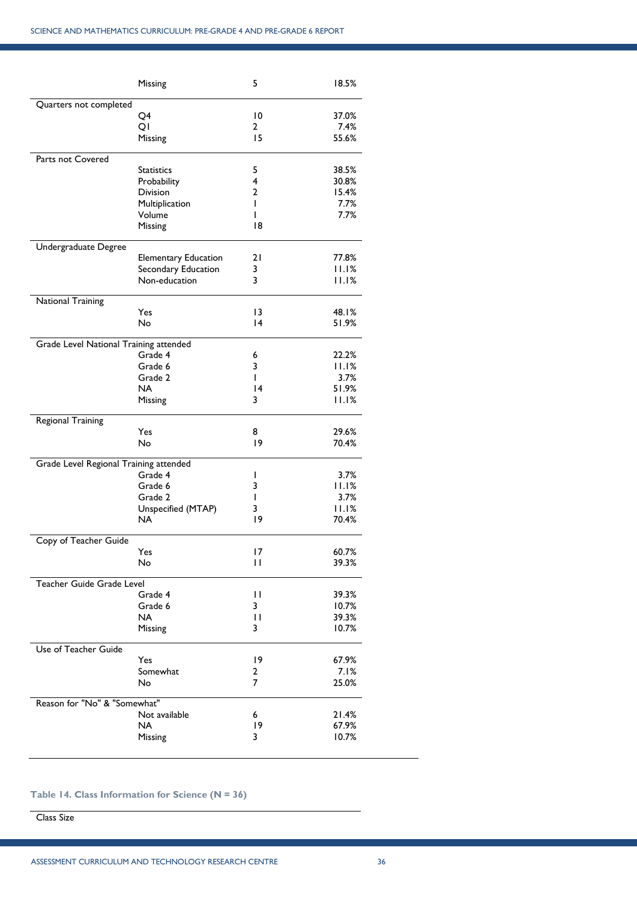| | | | |
|---|---|---|---|
| | Missing | 5 | 18.5% |
| Quarters not completed | | | |
| | Q4 | 10 | 37.0% |
| | Q1 | 2 | 7.4% |
| | Missing | 15 | 55.6% |
| Parts not Covered | | | |
| | Statistics | 5 | 38.5% |
| | Probability | 4 | 30.8% |
| | Division | 2 | 15.4% |
| | Multiplication | 1 | 7.7% |
| | Volume | 1 | 7.7% |
| | Missing | 18 | |
| Undergraduate Degree | | | |
| | Elementary Education | 21 | 77.8% |
| | Secondary Education | 3 | 11.1% |
| | Non-education | 3 | 11.1% |
| National Training | | | |
| | Yes | 13 | 48.1% |
| | No | 14 | 51.9% |
| Grade Level National Training attended | | | |
| | Grade 4 | 6 | 22.2% |
| | Grade 6 | 3 | 11.1% |
| | Grade 2 | 1 | 3.7% |
| | NA | 14 | 51.9% |
| | Missing | 3 | 11.1% |
| Regional Training | | | |
| | Yes | 8 | 29.6% |
| | No | 19 | 70.4% |
| Grade Level Regional Training attended | | | |
| | Grade 4 | 1 | 3.7% |
| | Grade 6 | 3 | 11.1% |
| | Grade 2 | 1 | 3.7% |
| | Unspecified (MTAP) | 3 | 11.1% |
| | NA | 19 | 70.4% |
| Copy of Teacher Guide | | | |
| | Yes | 17 | 60.7% |
| | No | 11 | 39.3% |
| Teacher Guide Grade Level | | | |
| | Grade 4 | 11 | 39.3% |
| | Grade 6 | 3 | 10.7% |
| | NA | 11 | 39.3% |
| | Missing | 3 | 10.7% |
| Use of Teacher Guide | | | |
| | Yes | 19 | 67.9% |
| | Somewhat | 2 | 7.1% |
| | No | 7 | 25.0% |
| Reason for "No" & "Somewhat" | | | |
| | Not available | 6 | 21.4% |
| | NA | 19 | 67.9% |
| | Missing | 3 | 10.7% |

**Table 14. Class Information for Science (N = 36)**

| Class Size | | | |
|---|---|---|---|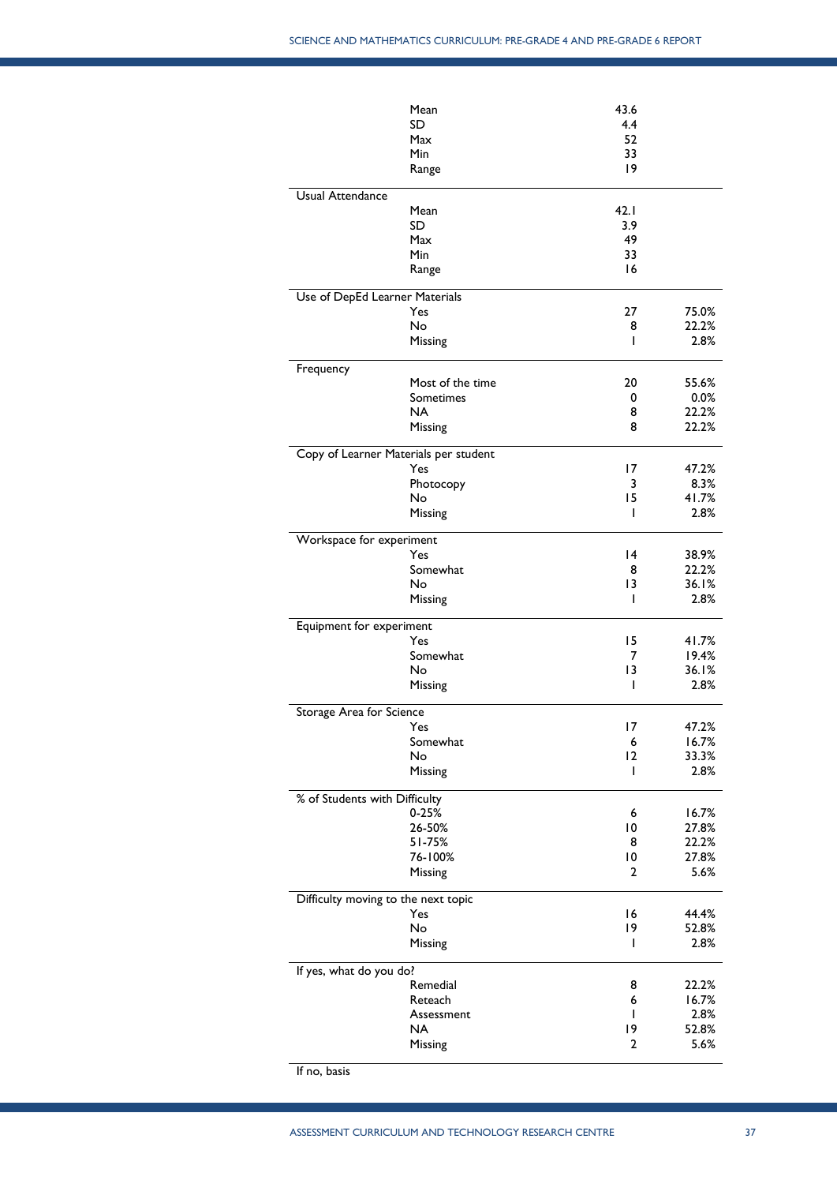| | | | |
|---|---|---|---|
| | Mean | 43.6 | |
| | SD | 4.4 | |
| | Max | 52 | |
| | Min | 33 | |
| | Range | 19 | |
| Usual Attendance | | | |
| | Mean | 42.1 | |
| | SD | 3.9 | |
| | Max | 49 | |
| | Min | 33 | |
| | Range | 16 | |
| Use of DepEd Learner Materials | | | |
| | Yes | 27 | 75.0% |
| | No | 8 | 22.2% |
| | Missing | 1 | 2.8% |
| Frequency | | | |
| | Most of the time | 20 | 55.6% |
| | Sometimes | 0 | 0.0% |
| | NA | 8 | 22.2% |
| | Missing | 8 | 22.2% |
| Copy of Learner Materials per student | | | |
| | Yes | 17 | 47.2% |
| | Photocopy | 3 | 8.3% |
| | No | 15 | 41.7% |
| | Missing | 1 | 2.8% |
| Workspace for experiment | | | |
| | Yes | 14 | 38.9% |
| | Somewhat | 8 | 22.2% |
| | No | 13 | 36.1% |
| | Missing | 1 | 2.8% |
| Equipment for experiment | | | |
| | Yes | 15 | 41.7% |
| | Somewhat | 7 | 19.4% |
| | No | 13 | 36.1% |
| | Missing | 1 | 2.8% |
| Storage Area for Science | | | |
| | Yes | 17 | 47.2% |
| | Somewhat | 6 | 16.7% |
| | No | 12 | 33.3% |
| | Missing | 1 | 2.8% |
| % of Students with Difficulty | | | |
| | 0-25% | 6 | 16.7% |
| | 26-50% | 10 | 27.8% |
| | 51-75% | 8 | 22.2% |
| | 76-100% | 10 | 27.8% |
| | Missing | 2 | 5.6% |
| Difficulty moving to the next topic | | | |
| | Yes | 16 | 44.4% |
| | No | 19 | 52.8% |
| | Missing | 1 | 2.8% |
| If yes, what do you do? | | | |
| | Remedial | 8 | 22.2% |
| | Reteach | 6 | 16.7% |
| | Assessment | 1 | 2.8% |
| | NA | 19 | 52.8% |
| | Missing | 2 | 5.6% |
| If no, basis | | | |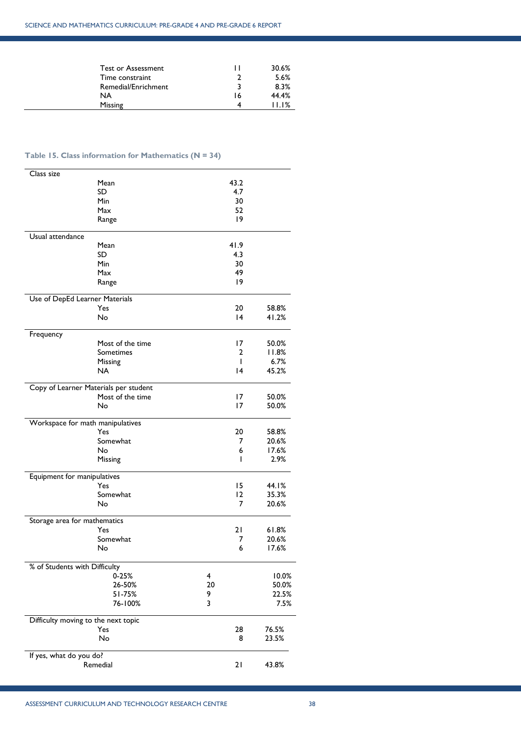| | | |
|---|---|---|
| Test or Assessment | 11 | 30.6% |
| Time constraint | 2 | 5.6% |
| Remedial/Enrichment | 3 | 8.3% |
| NA | 16 | 44.4% |
| Missing | 4 | 11.1% |

**Table 15. Class information for Mathematics (N = 34)**

| | | | |
|---|---|---|---|
| Class size | | | |
| | Mean | 43.2 | |
| | SD | 4.7 | |
| | Min | 30 | |
| | Max | 52 | |
| | Range | 19 | |
| Usual attendance | | | |
| | Mean | 41.9 | |
| | SD | 4.3 | |
| | Min | 30 | |
| | Max | 49 | |
| | Range | 19 | |
| Use of DepEd Learner Materials | | | |
| | Yes | 20 | 58.8% |
| | No | 14 | 41.2% |
| Frequency | | | |
| | Most of the time | 17 | 50.0% |
| | Sometimes | 2 | 11.8% |
| | Missing | 1 | 6.7% |
| | NA | 14 | 45.2% |
| Copy of Learner Materials per student | | | |
| | Most of the time | 17 | 50.0% |
| | No | 17 | 50.0% |
| Workspace for math manipulatives | | | |
| | Yes | 20 | 58.8% |
| | Somewhat | 7 | 20.6% |
| | No | 6 | 17.6% |
| | Missing | 1 | 2.9% |
| Equipment for manipulatives | | | |
| | Yes | 15 | 44.1% |
| | Somewhat | 12 | 35.3% |
| | No | 7 | 20.6% |
| Storage area for mathematics | | | |
| | Yes | 21 | 61.8% |
| | Somewhat | 7 | 20.6% |
| | No | 6 | 17.6% |
| % of Students with Difficulty | | | |
| | 0-25% | 4 | 10.0% |
| | 26-50% | 20 | 50.0% |
| | 51-75% | 9 | 22.5% |
| | 76-100% | 3 | 7.5% |
| Difficulty moving to the next topic | | | |
| | Yes | 28 | 76.5% |
| | No | 8 | 23.5% |
| If yes, what do you do? | | | |
| | Remedial | 21 | 43.8% |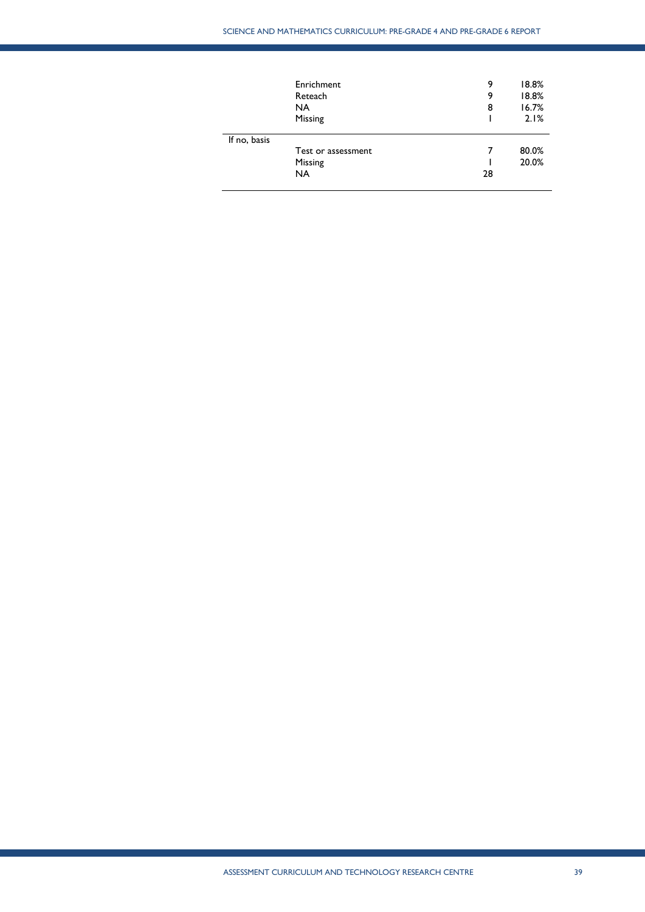| | | | |
|---|---|---|---|
| | Enrichment | 9 | 18.8% |
| | Reteach | 9 | 18.8% |
| | NA | 8 | 16.7% |
| | Missing | 1 | 2.1% |
| If no, basis | | | |
| | Test or assessment | 7 | 80.0% |
| | Missing | 1 | 20.0% |
| | NA | 28 | |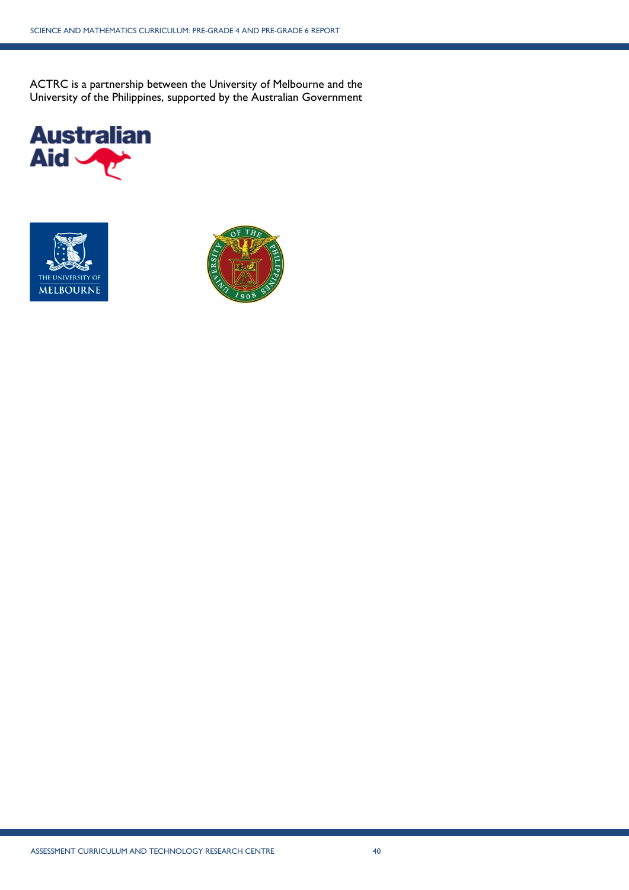ACTRC is a partnership between the University of Melbourne and the University of the Philippines, supported by the Australian Government